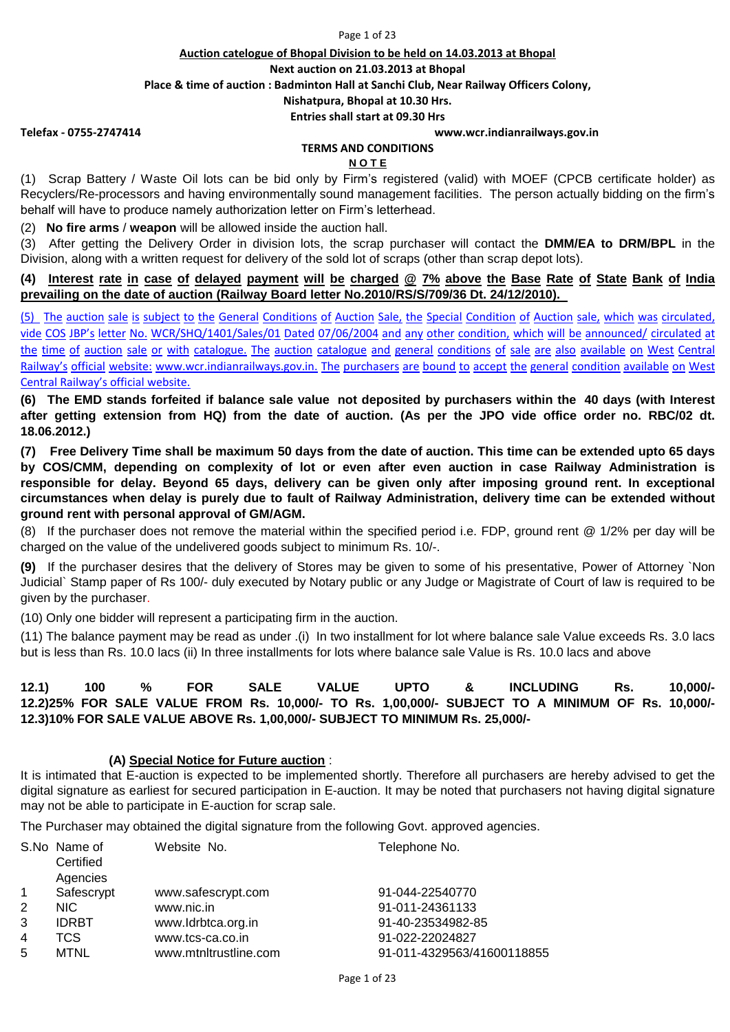**Auction catelogue of Bhopal Division to be held on 14.03.2013 at Bhopal**

**Next auction on 21.03.2013 at Bhopal**

**Place & time of auction : Badminton Hall at Sanchi Club, Near Railway Officers Colony,**

**Nishatpura, Bhopal at 10.30 Hrs.**

**Entries shall start at 09.30 Hrs**

**Telefax - 0755-2747414** **www.wcr.indianrailways.gov.in**

**TERMS AND CONDITIONS**

**N O T E**

(1) Scrap Battery / Waste Oil lots can be bid only by Firm's registered (valid) with MOEF (CPCB certificate holder) as Recyclers/Re-processors and having environmentally sound management facilities. The person actually bidding on the firm's behalf will have to produce namely authorization letter on Firm's letterhead.

(2) **No fire arms** / **weapon** will be allowed inside the auction hall.

(3) After getting the Delivery Order in division lots, the scrap purchaser will contact the **DMM/EA to DRM/BPL** in the Division, along with a written request for delivery of the sold lot of scraps (other than scrap depot lots).

**(4) Interest rate in case of delayed payment will be charged @ 7% above the Base Rate of State Bank of India prevailing on the date of auction (Railway Board letter No.2010/RS/S/709/36 Dt. 24/12/2010).**

(5) The auction sale is subject to the General Conditions of Auction Sale, the Special Condition of Auction sale, which was circulated, vide COS JBP's letter No. WCR/SHQ/1401/Sales/01 Dated 07/06/2004 and any other condition, which will be announced/ circulated at the time of auction sale or with catalogue. The auction catalogue and general conditions of sale are also available on West Central Railway's official website: www.wcr.indianrailways.gov.in. The purchasers are bound to accept the general condition available on West Central Railway's official website.

**(6) The EMD stands forfeited if balance sale value not deposited by purchasers within the 40 days (with Interest after getting extension from HQ) from the date of auction. (As per the JPO vide office order no. RBC/02 dt. 18.06.2012.)**

**(7) Free Delivery Time shall be maximum 50 days from the date of auction. This time can be extended upto 65 days by COS/CMM, depending on complexity of lot or even after even auction in case Railway Administration is responsible for delay. Beyond 65 days, delivery can be given only after imposing ground rent. In exceptional circumstances when delay is purely due to fault of Railway Administration, delivery time can be extended without ground rent with personal approval of GM/AGM.**

(8) If the purchaser does not remove the material within the specified period i.e. FDP, ground rent @ 1/2% per day will be charged on the value of the undelivered goods subject to minimum Rs. 10/-.

**(9)** If the purchaser desires that the delivery of Stores may be given to some of his presentative, Power of Attorney `Non Judicial` Stamp paper of Rs 100/- duly executed by Notary public or any Judge or Magistrate of Court of law is required to be given by the purchaser.

(10) Only one bidder will represent a participating firm in the auction.

(11) The balance payment may be read as under .(i) In two installment for lot where balance sale Value exceeds Rs. 3.0 lacs but is less than Rs. 10.0 lacs (ii) In three installments for lots where balance sale Value is Rs. 10.0 lacs and above

**12.1) 100 % FOR SALE VALUE UPTO & INCLUDING Rs. 10,000/-**
**12.2)25% FOR SALE VALUE FROM Rs. 10,000/- TO Rs. 1,00,000/- SUBJECT TO A MINIMUM OF Rs. 10,000/-**
**12.3)10% FOR SALE VALUE ABOVE Rs. 1,00,000/- SUBJECT TO MINIMUM Rs. 25,000/-**

**(A) Special Notice for Future auction** :

It is intimated that E-auction is expected to be implemented shortly. Therefore all purchasers are hereby advised to get the digital signature as earliest for secured participation in E-auction. It may be noted that purchasers not having digital signature may not be able to participate in E-auction for scrap sale.

The Purchaser may obtained the digital signature from the following Govt. approved agencies.

| S.No | Name of Certified Agencies | Website No. | Telephone No. |
|---|---|---|---|
| 1 | Safescrypt | www.safescrypt.com | 91-044-22540770 |
| 2 | NIC | www.nic.in | 91-011-24361133 |
| 3 | IDRBT | www.Idrbtca.org.in | 91-40-23534982-85 |
| 4 | TCS | www.tcs-ca.co.in | 91-022-22024827 |
| 5 | MTNL | www.mtnltrustline.com | 91-011-4329563/41600118855 |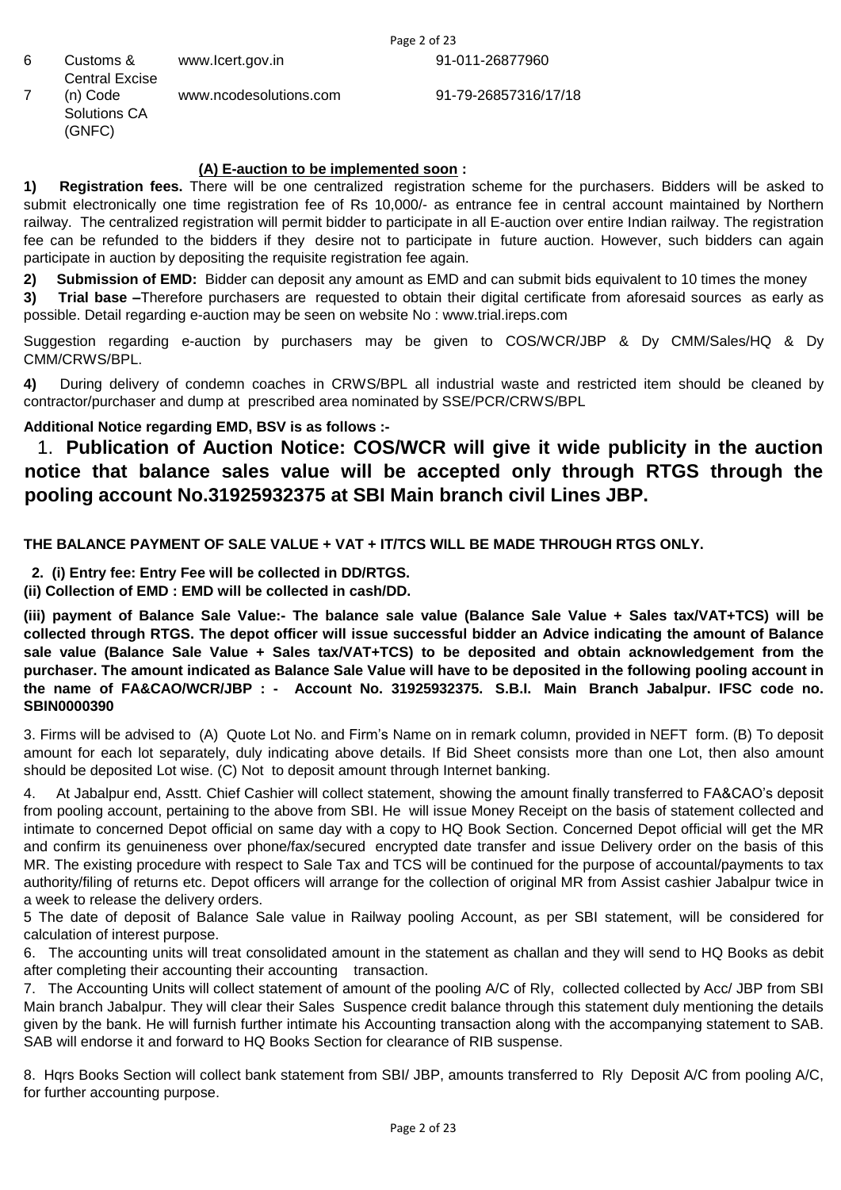| | | | |
|---|---|---|---|
| 6 | Customs & Central Excise | www.Icert.gov.in | 91-011-26877960 |
| 7 | (n) Code Solutions CA (GNFC) | www.ncodesolutions.com | 91-79-26857316/17/18 |

**(A) E-auction to be implemented soon :**

**1) Registration fees.** There will be one centralized registration scheme for the purchasers. Bidders will be asked to submit electronically one time registration fee of Rs 10,000/- as entrance fee in central account maintained by Northern railway. The centralized registration will permit bidder to participate in all E-auction over entire Indian railway. The registration fee can be refunded to the bidders if they desire not to participate in future auction. However, such bidders can again participate in auction by depositing the requisite registration fee again.

**2) Submission of EMD:** Bidder can deposit any amount as EMD and can submit bids equivalent to 10 times the money

**3) Trial base –**Therefore purchasers are requested to obtain their digital certificate from aforesaid sources as early as possible. Detail regarding e-auction may be seen on website No : www.trial.ireps.com

Suggestion regarding e-auction by purchasers may be given to COS/WCR/JBP & Dy CMM/Sales/HQ & Dy CMM/CRWS/BPL.

**4)** During delivery of condemn coaches in CRWS/BPL all industrial waste and restricted item should be cleaned by contractor/purchaser and dump at prescribed area nominated by SSE/PCR/CRWS/BPL

**Additional Notice regarding EMD, BSV is as follows :-**

**1. Publication of Auction Notice: COS/WCR will give it wide publicity in the auction notice that balance sales value will be accepted only through RTGS through the pooling account No.31925932375 at SBI Main branch civil Lines JBP.**

**THE BALANCE PAYMENT OF SALE VALUE + VAT + IT/TCS WILL BE MADE THROUGH RTGS ONLY.**

**2. (i) Entry fee: Entry Fee will be collected in DD/RTGS.**

**(ii) Collection of EMD : EMD will be collected in cash/DD.**

**(iii) payment of Balance Sale Value:- The balance sale value (Balance Sale Value + Sales tax/VAT+TCS) will be collected through RTGS. The depot officer will issue successful bidder an Advice indicating the amount of Balance sale value (Balance Sale Value + Sales tax/VAT+TCS) to be deposited and obtain acknowledgement from the purchaser. The amount indicated as Balance Sale Value will have to be deposited in the following pooling account in the name of FA&CAO/WCR/JBP : - Account No. 31925932375. S.B.I. Main Branch Jabalpur. IFSC code no. SBIN0000390**

3. Firms will be advised to (A) Quote Lot No. and Firm's Name on in remark column, provided in NEFT form. (B) To deposit amount for each lot separately, duly indicating above details. If Bid Sheet consists more than one Lot, then also amount should be deposited Lot wise. (C) Not to deposit amount through Internet banking.

4. At Jabalpur end, Asstt. Chief Cashier will collect statement, showing the amount finally transferred to FA&CAO's deposit from pooling account, pertaining to the above from SBI. He will issue Money Receipt on the basis of statement collected and intimate to concerned Depot official on same day with a copy to HQ Book Section. Concerned Depot official will get the MR and confirm its genuineness over phone/fax/secured encrypted date transfer and issue Delivery order on the basis of this MR. The existing procedure with respect to Sale Tax and TCS will be continued for the purpose of accountal/payments to tax authority/filing of returns etc. Depot officers will arrange for the collection of original MR from Assist cashier Jabalpur twice in a week to release the delivery orders.

5 The date of deposit of Balance Sale value in Railway pooling Account, as per SBI statement, will be considered for calculation of interest purpose.

6. The accounting units will treat consolidated amount in the statement as challan and they will send to HQ Books as debit after completing their accounting their accounting transaction.

7. The Accounting Units will collect statement of amount of the pooling A/C of Rly, collected collected by Acc/ JBP from SBI Main branch Jabalpur. They will clear their Sales Suspence credit balance through this statement duly mentioning the details given by the bank. He will furnish further intimate his Accounting transaction along with the accompanying statement to SAB. SAB will endorse it and forward to HQ Books Section for clearance of RIB suspense.

8. Hqrs Books Section will collect bank statement from SBI/ JBP, amounts transferred to Rly Deposit A/C from pooling A/C, for further accounting purpose.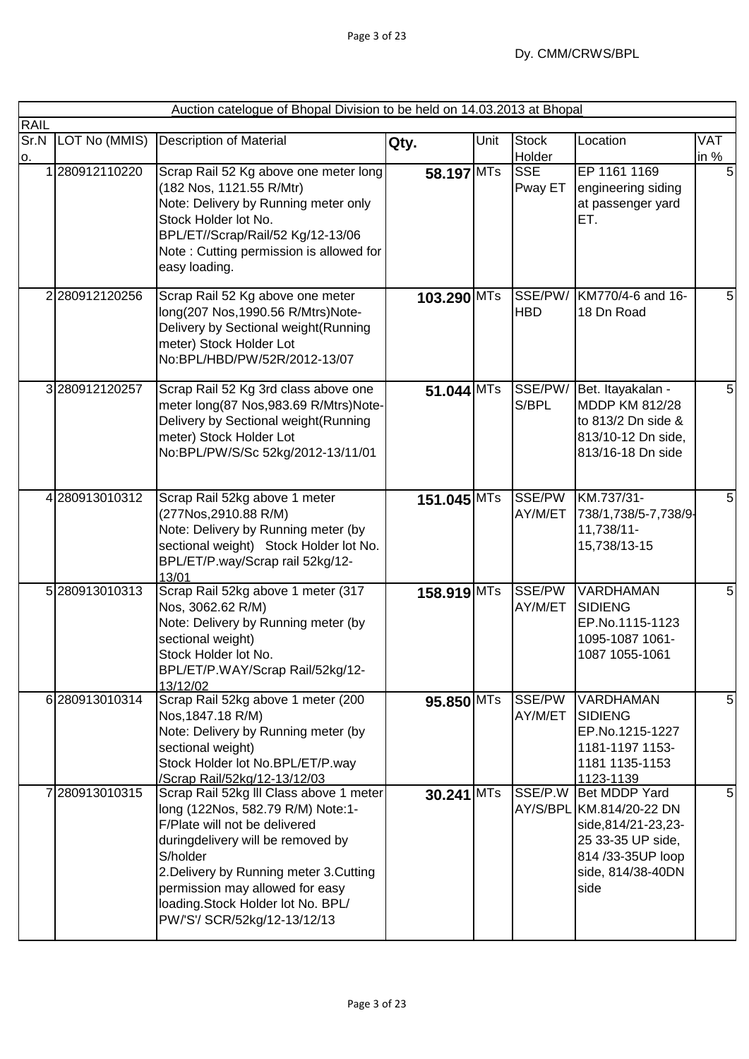Dy. CMM/CRWS/BPL

| Auction catelogue of Bhopal Division to be held on 14.03.2013 at Bhopal | | | | | | | |
|---|---|---|---|---|---|---|---|
| RAIL | | | | | | | |
| Sr.No. | LOT No (MMIS) | Description of Material | Qty. | Unit | Stock Holder | Location | VAT in % |
| 1 | 280912110220 | Scrap Rail 52 Kg above one meter long (182 Nos, 1121.55 R/Mtr) Note: Delivery by Running meter only Stock Holder lot No. BPL/ET//Scrap/Rail/52 Kg/12-13/06 Note : Cutting permission is allowed for easy loading. | 58.197 | MTs | SSE Pway ET | EP 1161 1169 engineering siding at passenger yard ET. | 5 |
| 2 | 280912120256 | Scrap Rail 52 Kg above one meter long(207 Nos,1990.56 R/Mtrs)Note-Delivery by Sectional weight(Running meter) Stock Holder Lot No:BPL/HBD/PW/52R/2012-13/07 | 103.290 | MTs | SSE/PW/HBD | KM770/4-6 and 16-18 Dn Road | 5 |
| 3 | 280912120257 | Scrap Rail 52 Kg 3rd class above one meter long(87 Nos,983.69 R/Mtrs)Note-Delivery by Sectional weight(Running meter) Stock Holder Lot No:BPL/PW/S/Sc 52kg/2012-13/11/01 | 51.044 | MTs | SSE/PW/S/BPL | Bet. Itayakalan - MDDP KM 812/28 to 813/2 Dn side & 813/10-12 Dn side, 813/16-18 Dn side | 5 |
| 4 | 280913010312 | Scrap Rail 52kg above 1 meter (277Nos,2910.88 R/M) Note: Delivery by Running meter (by sectional weight) Stock Holder lot No. BPL/ET/P.way/Scrap rail 52kg/12-13/01 | 151.045 | MTs | SSE/PWAY/M/ET | KM.737/31-738/1,738/5-7,738/9-11,738/11-15,738/13-15 | 5 |
| 5 | 280913010313 | Scrap Rail 52kg above 1 meter (317 Nos, 3062.62 R/M) Note: Delivery by Running meter (by sectional weight) Stock Holder lot No. BPL/ET/P.WAY/Scrap Rail/52kg/12-13/12/02 | 158.919 | MTs | SSE/PWAY/M/ET | VARDHAMAN SIDIENG EP.No.1115-1123 1095-1087 1061-1087 1055-1061 | 5 |
| 6 | 280913010314 | Scrap Rail 52kg above 1 meter (200 Nos,1847.18 R/M) Note: Delivery by Running meter (by sectional weight) Stock Holder lot No.BPL/ET/P.way /Scrap Rail/52kg/12-13/12/03 | 95.850 | MTs | SSE/PWAY/M/ET | VARDHAMAN SIDIENG EP.No.1215-1227 1181-1197 1153-1181 1135-1153 1123-1139 | 5 |
| 7 | 280913010315 | Scrap Rail 52kg lll Class above 1 meter long (122Nos, 582.79 R/M) Note:1-F/Plate will not be delivered duringdelivery will be removed by S/holder 2.Delivery by Running meter 3.Cutting permission may allowed for easy loading.Stock Holder lot No. BPL/PW/'S'/ SCR/52kg/12-13/12/13 | 30.241 | MTs | SSE/P.WAY/S/BPL | Bet MDDP Yard KM.814/20-22 DN side,814/21-23,23-25 33-35 UP side, 814 /33-35UP loop side, 814/38-40DN side | 5 |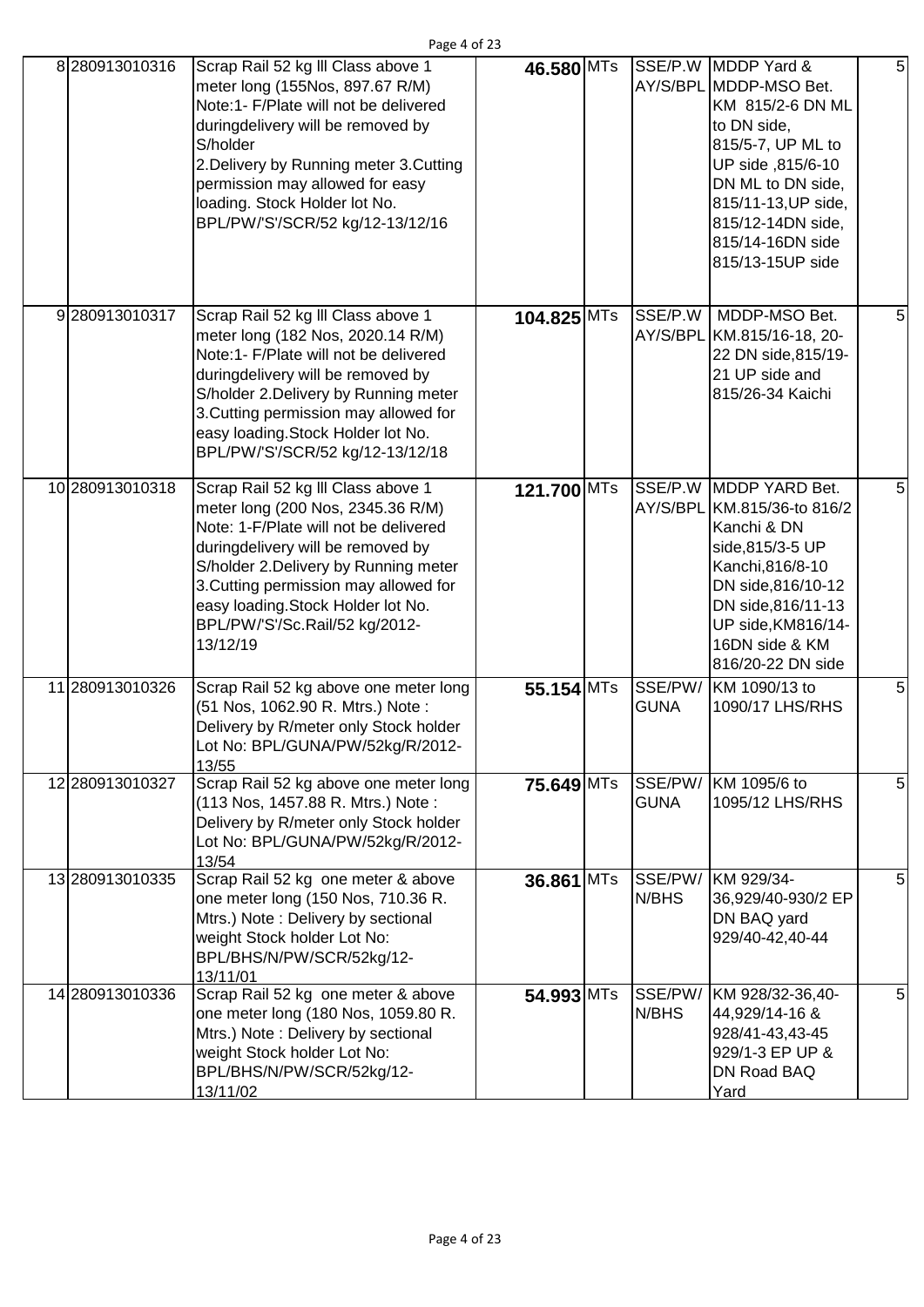| | | | | | | | |
|---|---|---|---|---|---|---|---|
| 8 | 280913010316 | Scrap Rail 52 kg lll Class above 1 meter long (155Nos, 897.67 R/M) Note:1- F/Plate will not be delivered duringdelivery will be removed by S/holder 2.Delivery by Running meter 3.Cutting permission may allowed for easy loading. Stock Holder lot No. BPL/PW/'S'/SCR/52 kg/12-13/12/16 | 46.580 | MTs | SSE/P.WAY/S/BPL | MDDP Yard & MDDP-MSO Bet. KM 815/2-6 DN ML to DN side, 815/5-7, UP ML to UP side ,815/6-10 DN ML to DN side, 815/11-13,UP side, 815/12-14DN side, 815/14-16DN side 815/13-15UP side | 5 |
| 9 | 280913010317 | Scrap Rail 52 kg lll Class above 1 meter long (182 Nos, 2020.14 R/M) Note:1- F/Plate will not be delivered duringdelivery will be removed by S/holder 2.Delivery by Running meter 3.Cutting permission may allowed for easy loading.Stock Holder lot No. BPL/PW/'S'/SCR/52 kg/12-13/12/18 | 104.825 | MTs | SSE/P.WAY/S/BPL | MDDP-MSO Bet. KM.815/16-18, 20-22 DN side,815/19-21 UP side and 815/26-34 Kaichi | 5 |
| 10 | 280913010318 | Scrap Rail 52 kg lll Class above 1 meter long (200 Nos, 2345.36 R/M) Note: 1-F/Plate will not be delivered duringdelivery will be removed by S/holder 2.Delivery by Running meter 3.Cutting permission may allowed for easy loading.Stock Holder lot No. BPL/PW/'S'/Sc.Rail/52 kg/2012-13/12/19 | 121.700 | MTs | SSE/P.WAY/S/BPL | MDDP YARD Bet. KM.815/36-to 816/2 Kanchi & DN side,815/3-5 UP Kanchi,816/8-10 DN side,816/10-12 DN side,816/11-13 UP side,KM816/14-16DN side & KM 816/20-22 DN side | 5 |
| 11 | 280913010326 | Scrap Rail 52 kg above one meter long (51 Nos, 1062.90 R. Mtrs.) Note : Delivery by R/meter only Stock holder Lot No: BPL/GUNA/PW/52kg/R/2012-13/55 | 55.154 | MTs | SSE/PW/GUNA | KM 1090/13 to 1090/17 LHS/RHS | 5 |
| 12 | 280913010327 | Scrap Rail 52 kg above one meter long (113 Nos, 1457.88 R. Mtrs.) Note : Delivery by R/meter only Stock holder Lot No: BPL/GUNA/PW/52kg/R/2012-13/54 | 75.649 | MTs | SSE/PW/GUNA | KM 1095/6 to 1095/12 LHS/RHS | 5 |
| 13 | 280913010335 | Scrap Rail 52 kg one meter & above one meter long (150 Nos, 710.36 R. Mtrs.) Note : Delivery by sectional weight Stock holder Lot No: BPL/BHS/N/PW/SCR/52kg/12-13/11/01 | 36.861 | MTs | SSE/PW/N/BHS | KM 929/34-36,929/40-930/2 EP DN BAQ yard 929/40-42,40-44 | 5 |
| 14 | 280913010336 | Scrap Rail 52 kg one meter & above one meter long (180 Nos, 1059.80 R. Mtrs.) Note : Delivery by sectional weight Stock holder Lot No: BPL/BHS/N/PW/SCR/52kg/12-13/11/02 | 54.993 | MTs | SSE/PW/N/BHS | KM 928/32-36,40-44,929/14-16 & 928/41-43,43-45 929/1-3 EP UP & DN Road BAQ Yard | 5 |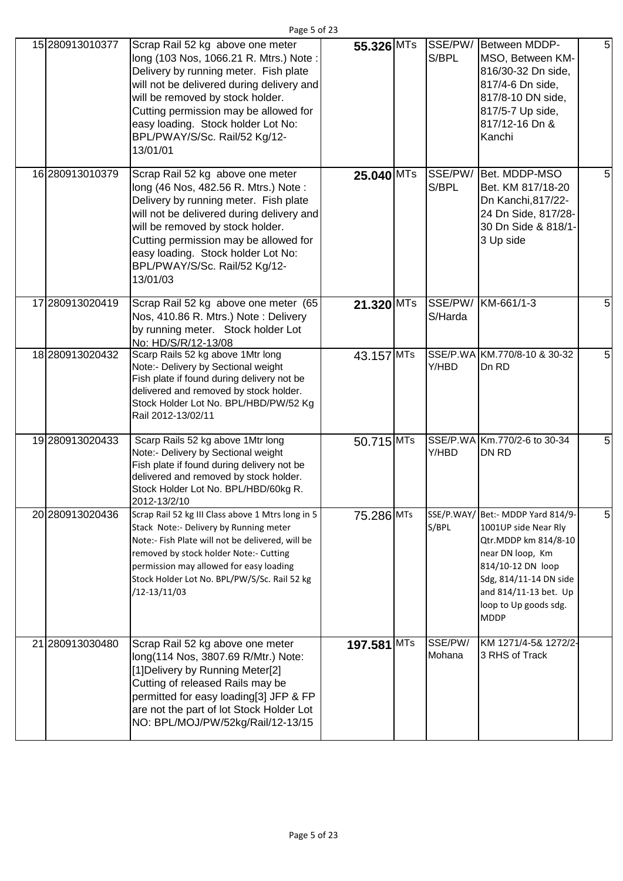| | | | | | | | |
|---|---|---|---|---|---|---|---|
| 15 | 280913010377 | Scrap Rail 52 kg above one meter long (103 Nos, 1066.21 R. Mtrs.) Note : Delivery by running meter. Fish plate will not be delivered during delivery and will be removed by stock holder. Cutting permission may be allowed for easy loading. Stock holder Lot No: BPL/PWAY/S/Sc. Rail/52 Kg/12-13/01/01 | **55.326** | MTs | SSE/PW/ S/BPL | Between MDDP-MSO, Between KM-816/30-32 Dn side, 817/4-6 Dn side, 817/8-10 DN side, 817/5-7 Up side, 817/12-16 Dn & Kanchi | 5 |
| 16 | 280913010379 | Scrap Rail 52 kg above one meter long (46 Nos, 482.56 R. Mtrs.) Note : Delivery by running meter. Fish plate will not be delivered during delivery and will be removed by stock holder. Cutting permission may be allowed for easy loading. Stock holder Lot No: BPL/PWAY/S/Sc. Rail/52 Kg/12-13/01/03 | **25.040** | MTs | SSE/PW/ S/BPL | Bet. MDDP-MSO Bet. KM 817/18-20 Dn Kanchi,817/22-24 Dn Side, 817/28-30 Dn Side & 818/1-3 Up side | 5 |
| 17 | 280913020419 | Scrap Rail 52 kg above one meter (65 Nos, 410.86 R. Mtrs.) Note : Delivery by running meter. Stock holder Lot No: HD/S/R/12-13/08 | **21.320** | MTs | SSE/PW/ S/Harda | KM-661/1-3 | 5 |
| 18 | 280913020432 | Scarp Rails 52 kg above 1Mtr long Note:- Delivery by Sectional weight Fish plate if found during delivery not be delivered and removed by stock holder. Stock Holder Lot No. BPL/HBD/PW/52 Kg Rail 2012-13/02/11 | 43.157 | MTs | SSE/P.WA Y/HBD | KM.770/8-10 & 30-32 Dn RD | 5 |
| 19 | 280913020433 | Scarp Rails 52 kg above 1Mtr long Note:- Delivery by Sectional weight Fish plate if found during delivery not be delivered and removed by stock holder. Stock Holder Lot No. BPL/HBD/60kg R. 2012-13/2/10 | 50.715 | MTs | SSE/P.WA Y/HBD | Km.770/2-6 to 30-34 DN RD | 5 |
| 20 | 280913020436 | Scrap Rail 52 kg III Class above 1 Mtrs long in 5 Stack Note:- Delivery by Running meter Note:- Fish Plate will not be delivered, will be removed by stock holder Note:- Cutting permission may allowed for easy loading Stock Holder Lot No. BPL/PW/S/Sc. Rail 52 kg /12-13/11/03 | 75.286 | MTs | SSE/P.WAY/ S/BPL | Bet:- MDDP Yard 814/9-1001UP side Near Rly Qtr.MDDP km 814/8-10 near DN loop, Km 814/10-12 DN loop Sdg, 814/11-14 DN side and 814/11-13 bet. Up loop to Up goods sdg. MDDP | 5 |
| 21 | 280913030480 | Scrap Rail 52 kg above one meter long(114 Nos, 3807.69 R/Mtr.) Note: [1]Delivery by Running Meter[2] Cutting of released Rails may be permitted for easy loading[3] JFP & FP are not the part of lot Stock Holder Lot NO: BPL/MOJ/PW/52kg/Rail/12-13/15 | **197.581** | MTs | SSE/PW/ Mohana | KM 1271/4-5& 1272/2-3 RHS of Track | |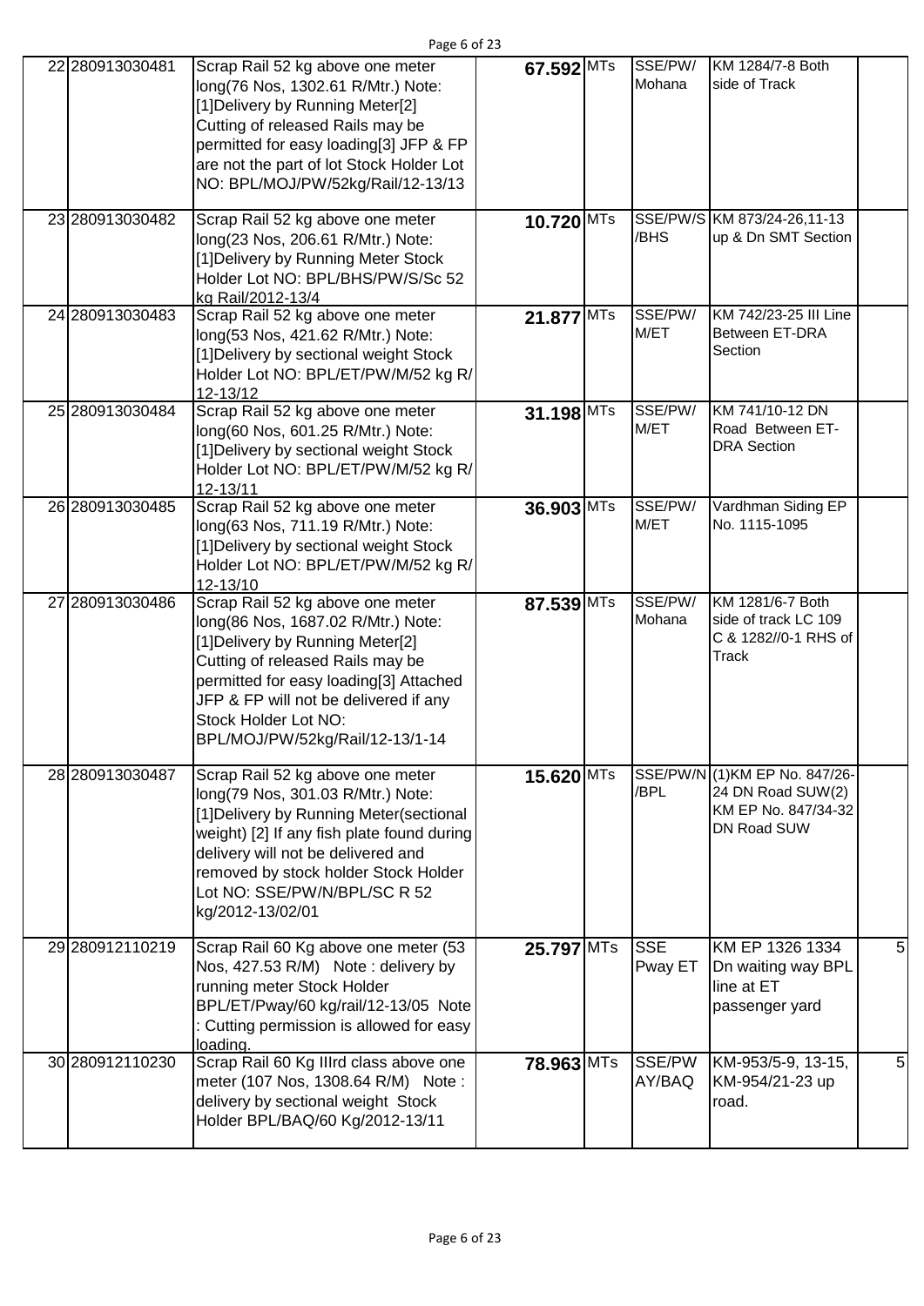| 22 | 280913030481 | Scrap Rail 52 kg above one meter long(76 Nos, 1302.61 R/Mtr.) Note: [1]Delivery by Running Meter[2] Cutting of released Rails may be permitted for easy loading[3] JFP & FP are not the part of lot Stock Holder Lot NO: BPL/MOJ/PW/52kg/Rail/12-13/13 | 67.592 | MTs | SSE/PW/ Mohana | KM 1284/7-8 Both side of Track | |
|---|---|---|---|---|---|---|---|
| 23 | 280913030482 | Scrap Rail 52 kg above one meter long(23 Nos, 206.61 R/Mtr.) Note: [1]Delivery by Running Meter Stock Holder Lot NO: BPL/BHS/PW/S/Sc 52 kg Rail/2012-13/4 | 10.720 | MTs | SSE/PW/S /BHS | KM 873/24-26,11-13 up & Dn SMT Section | |
| 24 | 280913030483 | Scrap Rail 52 kg above one meter long(53 Nos, 421.62 R/Mtr.) Note: [1]Delivery by sectional weight Stock Holder Lot NO: BPL/ET/PW/M/52 kg R/ 12-13/12 | 21.877 | MTs | SSE/PW/ M/ET | KM 742/23-25 III Line Between ET-DRA Section | |
| 25 | 280913030484 | Scrap Rail 52 kg above one meter long(60 Nos, 601.25 R/Mtr.) Note: [1]Delivery by sectional weight Stock Holder Lot NO: BPL/ET/PW/M/52 kg R/ 12-13/11 | 31.198 | MTs | SSE/PW/ M/ET | KM 741/10-12 DN Road Between ET-DRA Section | |
| 26 | 280913030485 | Scrap Rail 52 kg above one meter long(63 Nos, 711.19 R/Mtr.) Note: [1]Delivery by sectional weight Stock Holder Lot NO: BPL/ET/PW/M/52 kg R/ 12-13/10 | 36.903 | MTs | SSE/PW/ M/ET | Vardhman Siding EP No. 1115-1095 | |
| 27 | 280913030486 | Scrap Rail 52 kg above one meter long(86 Nos, 1687.02 R/Mtr.) Note: [1]Delivery by Running Meter[2] Cutting of released Rails may be permitted for easy loading[3] Attached JFP & FP will not be delivered if any Stock Holder Lot NO: BPL/MOJ/PW/52kg/Rail/12-13/1-14 | 87.539 | MTs | SSE/PW/ Mohana | KM 1281/6-7 Both side of track LC 109 C & 1282//0-1 RHS of Track | |
| 28 | 280913030487 | Scrap Rail 52 kg above one meter long(79 Nos, 301.03 R/Mtr.) Note: [1]Delivery by Running Meter(sectional weight) [2] If any fish plate found during delivery will not be delivered and removed by stock holder Stock Holder Lot NO: SSE/PW/N/BPL/SC R 52 kg/2012-13/02/01 | 15.620 | MTs | SSE/PW/N /BPL | (1)KM EP No. 847/26-24 DN Road SUW(2) KM EP No. 847/34-32 DN Road SUW | |
| 29 | 280912110219 | Scrap Rail 60 Kg above one meter (53 Nos, 427.53 R/M) Note : delivery by running meter Stock Holder BPL/ET/Pway/60 kg/rail/12-13/05 Note : Cutting permission is allowed for easy loading. | 25.797 | MTs | SSE Pway ET | KM EP 1326 1334 Dn waiting way BPL line at ET passenger yard | 5 |
| 30 | 280912110230 | Scrap Rail 60 Kg IIIrd class above one meter (107 Nos, 1308.64 R/M) Note : delivery by sectional weight Stock Holder BPL/BAQ/60 Kg/2012-13/11 | 78.963 | MTs | SSE/PW AY/BAQ | KM-953/5-9, 13-15, KM-954/21-23 up road. | 5 |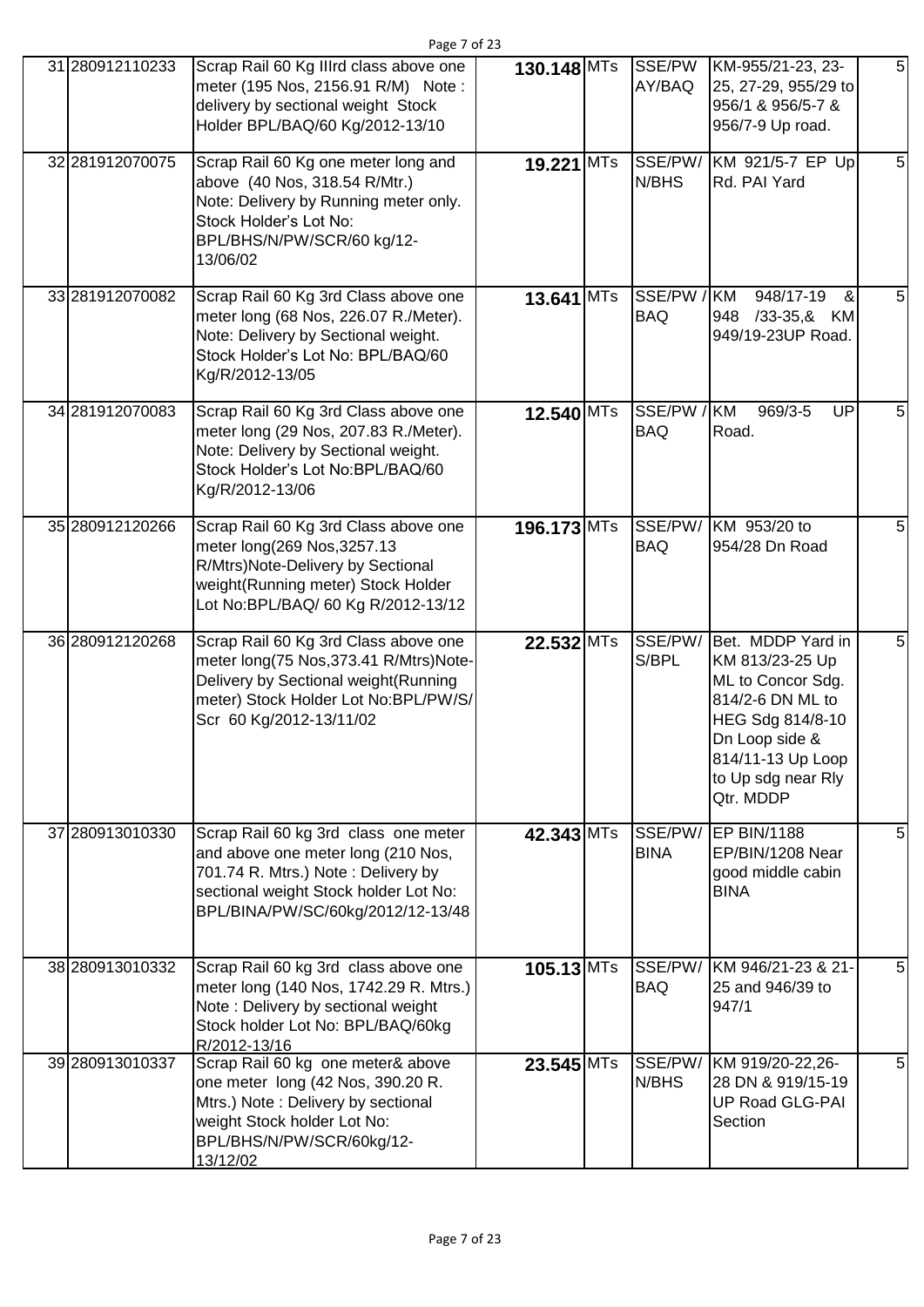| 31 | 280912110233 | Scrap Rail 60 Kg IIIrd class above one meter (195 Nos, 2156.91 R/M) Note : delivery by sectional weight Stock Holder BPL/BAQ/60 Kg/2012-13/10 | **130.148** | MTs | SSE/PW AY/BAQ | KM-955/21-23, 23-25, 27-29, 955/29 to 956/1 & 956/5-7 & 956/7-9 Up road. | 5 |
|---|---|---|---|---|---|---|---|
| 32 | 281912070075 | Scrap Rail 60 Kg one meter long and above (40 Nos, 318.54 R/Mtr.) Note: Delivery by Running meter only. Stock Holder's Lot No: BPL/BHS/N/PW/SCR/60 kg/12-13/06/02 | **19.221** | MTs | SSE/PW/ N/BHS | KM 921/5-7 EP Up Rd. PAI Yard | 5 |
| 33 | 281912070082 | Scrap Rail 60 Kg 3rd Class above one meter long (68 Nos, 226.07 R./Meter). Note: Delivery by Sectional weight. Stock Holder's Lot No: BPL/BAQ/60 Kg/R/2012-13/05 | **13.641** | MTs | SSE/PW / BAQ | KM 948/17-19 & 948 /33-35,& KM 949/19-23UP Road. | 5 |
| 34 | 281912070083 | Scrap Rail 60 Kg 3rd Class above one meter long (29 Nos, 207.83 R./Meter). Note: Delivery by Sectional weight. Stock Holder's Lot No:BPL/BAQ/60 Kg/R/2012-13/06 | **12.540** | MTs | SSE/PW / BAQ | KM 969/3-5 UP Road. | 5 |
| 35 | 280912120266 | Scrap Rail 60 Kg 3rd Class above one meter long(269 Nos,3257.13 R/Mtrs)Note-Delivery by Sectional weight(Running meter) Stock Holder Lot No:BPL/BAQ/ 60 Kg R/2012-13/12 | **196.173** | MTs | SSE/PW/ BAQ | KM 953/20 to 954/28 Dn Road | 5 |
| 36 | 280912120268 | Scrap Rail 60 Kg 3rd Class above one meter long(75 Nos,373.41 R/Mtrs)Note-Delivery by Sectional weight(Running meter) Stock Holder Lot No:BPL/PW/S/ Scr 60 Kg/2012-13/11/02 | **22.532** | MTs | SSE/PW/ S/BPL | Bet. MDDP Yard in KM 813/23-25 Up ML to Concor Sdg. 814/2-6 DN ML to HEG Sdg 814/8-10 Dn Loop side & 814/11-13 Up Loop to Up sdg near Rly Qtr. MDDP | 5 |
| 37 | 280913010330 | Scrap Rail 60 kg 3rd class one meter and above one meter long (210 Nos, 701.74 R. Mtrs.) Note : Delivery by sectional weight Stock holder Lot No: BPL/BINA/PW/SC/60kg/2012/12-13/48 | **42.343** | MTs | SSE/PW/ BINA | EP BIN/1188 EP/BIN/1208 Near good middle cabin BINA | 5 |
| 38 | 280913010332 | Scrap Rail 60 kg 3rd class above one meter long (140 Nos, 1742.29 R. Mtrs.) Note : Delivery by sectional weight Stock holder Lot No: BPL/BAQ/60kg R/2012-13/16 | **105.13** | MTs | SSE/PW/ BAQ | KM 946/21-23 & 21-25 and 946/39 to 947/1 | 5 |
| 39 | 280913010337 | Scrap Rail 60 kg one meter& above one meter long (42 Nos, 390.20 R. Mtrs.) Note : Delivery by sectional weight Stock holder Lot No: BPL/BHS/N/PW/SCR/60kg/12-13/12/02 | **23.545** | MTs | SSE/PW/ N/BHS | KM 919/20-22,26-28 DN & 919/15-19 UP Road GLG-PAI Section | 5 |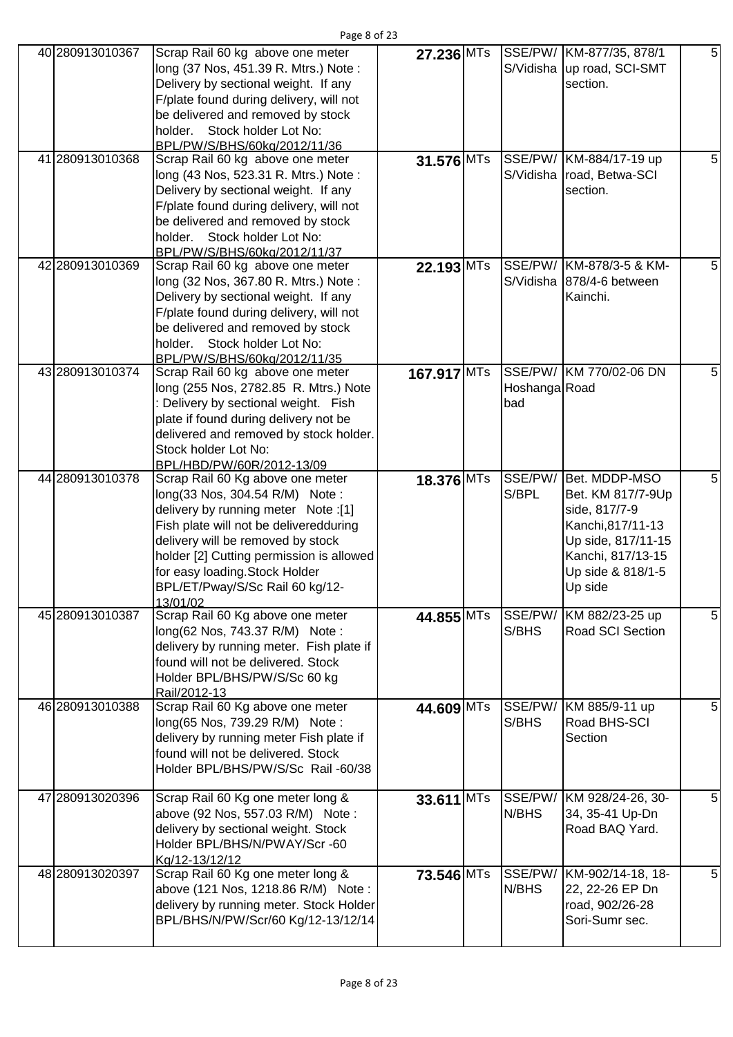| 40 | 280913010367 | Scrap Rail 60 kg above one meter long (37 Nos, 451.39 R. Mtrs.) Note : Delivery by sectional weight. If any F/plate found during delivery, will not be delivered and removed by stock holder. Stock holder Lot No: BPL/PW/S/BHS/60kg/2012/11/36 | 27.236 | MTs | SSE/PW/ S/Vidisha | KM-877/35, 878/1 up road, SCI-SMT section. | 5 |
|---|---|---|---|---|---|---|---|
| 41 | 280913010368 | Scrap Rail 60 kg above one meter long (43 Nos, 523.31 R. Mtrs.) Note : Delivery by sectional weight. If any F/plate found during delivery, will not be delivered and removed by stock holder. Stock holder Lot No: BPL/PW/S/BHS/60kg/2012/11/37 | 31.576 | MTs | SSE/PW/ S/Vidisha | KM-884/17-19 up road, Betwa-SCI section. | 5 |
| 42 | 280913010369 | Scrap Rail 60 kg above one meter long (32 Nos, 367.80 R. Mtrs.) Note : Delivery by sectional weight. If any F/plate found during delivery, will not be delivered and removed by stock holder. Stock holder Lot No: BPL/PW/S/BHS/60kg/2012/11/35 | 22.193 | MTs | SSE/PW/ S/Vidisha | KM-878/3-5 & KM-878/4-6 between Kainchi. | 5 |
| 43 | 280913010374 | Scrap Rail 60 kg above one meter long (255 Nos, 2782.85 R. Mtrs.) Note : Delivery by sectional weight. Fish plate if found during delivery not be delivered and removed by stock holder. Stock holder Lot No: BPL/HBD/PW/60R/2012-13/09 | 167.917 | MTs | SSE/PW/ Hoshanga bad | Road KM 770/02-06 DN | 5 |
| 44 | 280913010378 | Scrap Rail 60 Kg above one meter long(33 Nos, 304.54 R/M) Note : delivery by running meter Note :[1] Fish plate will not be deliveredduring delivery will be removed by stock holder [2] Cutting permission is allowed for easy loading.Stock Holder BPL/ET/Pway/S/Sc Rail 60 kg/12-13/01/02 | 18.376 | MTs | SSE/PW/ S/BPL | Bet. MDDP-MSO Bet. KM 817/7-9Up side, 817/7-9 Kanchi,817/11-13 Up side, 817/11-15 Kanchi, 817/13-15 Up side & 818/1-5 Up side | 5 |
| 45 | 280913010387 | Scrap Rail 60 Kg above one meter long(62 Nos, 743.37 R/M) Note : delivery by running meter. Fish plate if found will not be delivered. Stock Holder BPL/BHS/PW/S/Sc 60 kg Rail/2012-13 | 44.855 | MTs | SSE/PW/ S/BHS | KM 882/23-25 up Road SCI Section | 5 |
| 46 | 280913010388 | Scrap Rail 60 Kg above one meter long(65 Nos, 739.29 R/M) Note : delivery by running meter Fish plate if found will not be delivered. Stock Holder BPL/BHS/PW/S/Sc Rail -60/38 | 44.609 | MTs | SSE/PW/ S/BHS | KM 885/9-11 up Road BHS-SCI Section | 5 |
| 47 | 280913020396 | Scrap Rail 60 Kg one meter long & above (92 Nos, 557.03 R/M) Note : delivery by sectional weight. Stock Holder BPL/BHS/N/PWAY/Scr -60 Kg/12-13/12/12 | 33.611 | MTs | SSE/PW/ N/BHS | KM 928/24-26, 30-34, 35-41 Up-Dn Road BAQ Yard. | 5 |
| 48 | 280913020397 | Scrap Rail 60 Kg one meter long & above (121 Nos, 1218.86 R/M) Note : delivery by running meter. Stock Holder BPL/BHS/N/PW/Scr/60 Kg/12-13/12/14 | 73.546 | MTs | SSE/PW/ N/BHS | KM-902/14-18, 18-22, 22-26 EP Dn road, 902/26-28 Sori-Sumr sec. | 5 |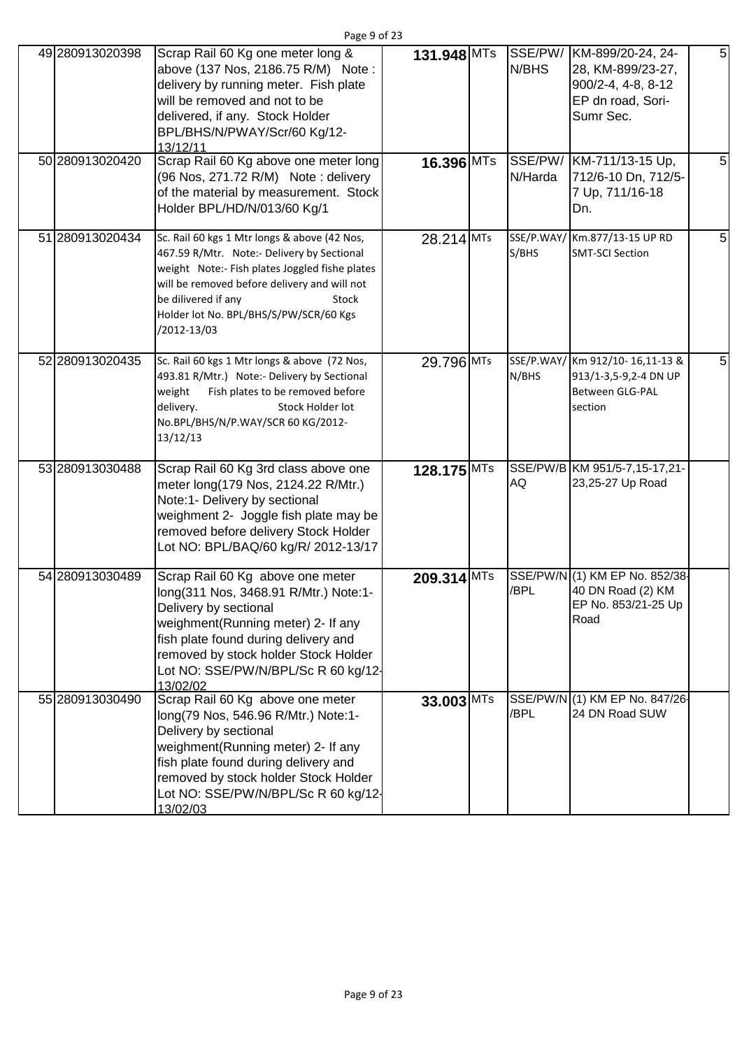| 49 | 280913020398 | Scrap Rail 60 Kg one meter long & above (137 Nos, 2186.75 R/M) Note : delivery by running meter. Fish plate will be removed and not to be delivered, if any. Stock Holder BPL/BHS/N/PWAY/Scr/60 Kg/12-13/12/11 | 131.948 | MTs | SSE/PW/N/BHS | KM-899/20-24, 24-28, KM-899/23-27, 900/2-4, 4-8, 8-12 EP dn road, Sori-Sumr Sec. | 5 |
|---|---|---|---|---|---|---|---|
| 50 | 280913020420 | Scrap Rail 60 Kg above one meter long (96 Nos, 271.72 R/M) Note : delivery of the material by measurement. Stock Holder BPL/HD/N/013/60 Kg/1 | 16.396 | MTs | SSE/PW/N/Harda | KM-711/13-15 Up, 712/6-10 Dn, 712/5-7 Up, 711/16-18 Dn. | 5 |
| 51 | 280913020434 | Sc. Rail 60 kgs 1 Mtr longs & above (42 Nos, 467.59 R/Mtr. Note:- Delivery by Sectional weight Note:- Fish plates Joggled fishe plates will be removed before delivery and will not be dilivered if any Stock Holder lot No. BPL/BHS/S/PW/SCR/60 Kgs /2012-13/03 | 28.214 | MTs | SSE/P.WAY/S/BHS | Km.877/13-15 UP RD SMT-SCI Section | 5 |
| 52 | 280913020435 | Sc. Rail 60 kgs 1 Mtr longs & above (72 Nos, 493.81 R/Mtr.) Note:- Delivery by Sectional weight Fish plates to be removed before delivery. Stock Holder lot No.BPL/BHS/N/P.WAY/SCR 60 KG/2012-13/12/13 | 29.796 | MTs | SSE/P.WAY/N/BHS | Km 912/10- 16,11-13 & 913/1-3,5-9,2-4 DN UP Between GLG-PAL section | 5 |
| 53 | 280913030488 | Scrap Rail 60 Kg 3rd class above one meter long(179 Nos, 2124.22 R/Mtr.) Note:1- Delivery by sectional weighment 2- Joggle fish plate may be removed before delivery Stock Holder Lot NO: BPL/BAQ/60 kg/R/ 2012-13/17 | 128.175 | MTs | SSE/PW/BAQ | KM 951/5-7,15-17,21-23,25-27 Up Road | |
| 54 | 280913030489 | Scrap Rail 60 Kg above one meter long(311 Nos, 3468.91 R/Mtr.) Note:1- Delivery by sectional weighment(Running meter) 2- If any fish plate found during delivery and removed by stock holder Stock Holder Lot NO: SSE/PW/N/BPL/Sc R 60 kg/12-13/02/02 | 209.314 | MTs | SSE/PW/N/BPL | (1) KM EP No. 852/38-40 DN Road (2) KM EP No. 853/21-25 Up Road | |
| 55 | 280913030490 | Scrap Rail 60 Kg above one meter long(79 Nos, 546.96 R/Mtr.) Note:1- Delivery by sectional weighment(Running meter) 2- If any fish plate found during delivery and removed by stock holder Stock Holder Lot NO: SSE/PW/N/BPL/Sc R 60 kg/12-13/02/03 | 33.003 | MTs | SSE/PW/N/BPL | (1) KM EP No. 847/26-24 DN Road SUW | |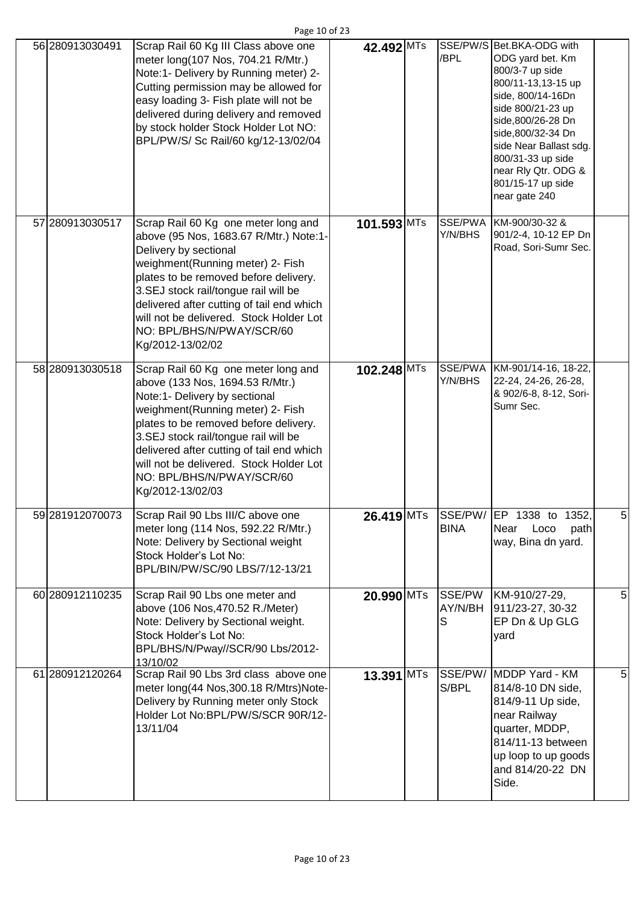| 56 | 280913030491 | Scrap Rail 60 Kg III Class above one meter long(107 Nos, 704.21 R/Mtr.) Note:1- Delivery by Running meter) 2- Cutting permission may be allowed for easy loading 3- Fish plate will not be delivered during delivery and removed by stock holder Stock Holder Lot NO: BPL/PW/S/ Sc Rail/60 kg/12-13/02/04 | 42.492 | MTs | SSE/PW/S/BPL | Bet.BKA-ODG with ODG yard bet. Km 800/3-7 up side 800/11-13,13-15 up side, 800/14-16Dn side 800/21-23 up side,800/26-28 Dn side,800/32-34 Dn side Near Ballast sdg. 800/31-33 up side near Rly Qtr. ODG & 801/15-17 up side near gate 240 | |
|---|---|---|---|---|---|---|---|
| 57 | 280913030517 | Scrap Rail 60 Kg one meter long and above (95 Nos, 1683.67 R/Mtr.) Note:1- Delivery by sectional weighment(Running meter) 2- Fish plates to be removed before delivery. 3.SEJ stock rail/tongue rail will be delivered after cutting of tail end which will not be delivered. Stock Holder Lot NO: BPL/BHS/N/PWAY/SCR/60 Kg/2012-13/02/02 | 101.593 | MTs | SSE/PWAY/N/BHS | KM-900/30-32 & 901/2-4, 10-12 EP Dn Road, Sori-Sumr Sec. | |
| 58 | 280913030518 | Scrap Rail 60 Kg one meter long and above (133 Nos, 1694.53 R/Mtr.) Note:1- Delivery by sectional weighment(Running meter) 2- Fish plates to be removed before delivery. 3.SEJ stock rail/tongue rail will be delivered after cutting of tail end which will not be delivered. Stock Holder Lot NO: BPL/BHS/N/PWAY/SCR/60 Kg/2012-13/02/03 | 102.248 | MTs | SSE/PWAY/N/BHS | KM-901/14-16, 18-22, 22-24, 24-26, 26-28, & 902/6-8, 8-12, Sori-Sumr Sec. | |
| 59 | 281912070073 | Scrap Rail 90 Lbs III/C above one meter long (114 Nos, 592.22 R/Mtr.) Note: Delivery by Sectional weight Stock Holder's Lot No: BPL/BIN/PW/SC/90 LBS/7/12-13/21 | 26.419 | MTs | SSE/PW/BINA | EP 1338 to 1352, Near Loco path way, Bina dn yard. | 5 |
| 60 | 280912110235 | Scrap Rail 90 Lbs one meter and above (106 Nos,470.52 R./Meter) Note: Delivery by Sectional weight. Stock Holder's Lot No: BPL/BHS/N/Pway//SCR/90 Lbs/2012-13/10/02 | 20.990 | MTs | SSE/PWAY/N/BHS | KM-910/27-29, 911/23-27, 30-32 EP Dn & Up GLG yard | 5 |
| 61 | 280912120264 | Scrap Rail 90 Lbs 3rd class above one meter long(44 Nos,300.18 R/Mtrs)Note- Delivery by Running meter only Stock Holder Lot No:BPL/PW/S/SCR 90R/12-13/11/04 | 13.391 | MTs | SSE/PW/S/BPL | MDDP Yard - KM 814/8-10 DN side, 814/9-11 Up side, near Railway quarter, MDDP, 814/11-13 between up loop to up goods and 814/20-22 DN Side. | 5 |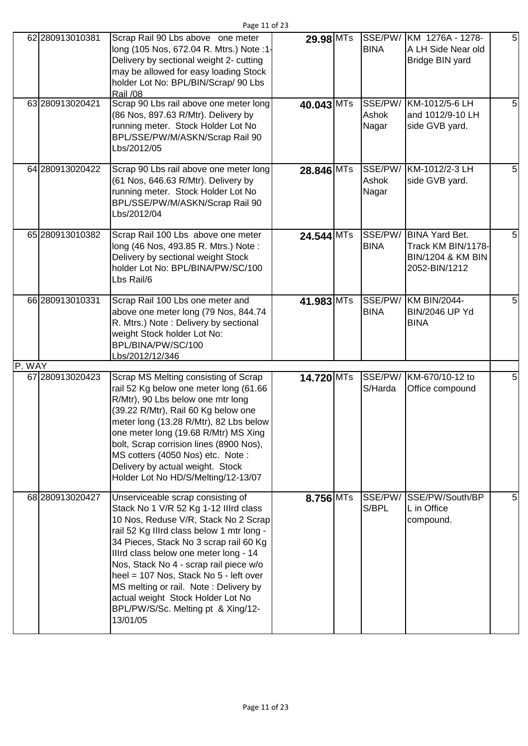| | | | | | | | |
|---|---|---|---|---|---|---|---|
| 62 | 280913010381 | Scrap Rail 90 Lbs above one meter long (105 Nos, 672.04 R. Mtrs.) Note :1- Delivery by sectional weight 2- cutting may be allowed for easy loading Stock holder Lot No: BPL/BIN/Scrap/ 90 Lbs Rail /08 | **29.98** | MTs | SSE/PW/ BINA | KM 1276A - 1278-A LH Side Near old Bridge BIN yard | 5 |
| 63 | 280913020421 | Scrap 90 Lbs rail above one meter long (86 Nos, 897.63 R/Mtr). Delivery by running meter. Stock Holder Lot No BPL/SSE/PW/M/ASKN/Scrap Rail 90 Lbs/2012/05 | **40.043** | MTs | SSE/PW/ Ashok Nagar | KM-1012/5-6 LH and 1012/9-10 LH side GVB yard. | 5 |
| 64 | 280913020422 | Scrap 90 Lbs rail above one meter long (61 Nos, 646.63 R/Mtr). Delivery by running meter. Stock Holder Lot No BPL/SSE/PW/M/ASKN/Scrap Rail 90 Lbs/2012/04 | **28.846** | MTs | SSE/PW/ Ashok Nagar | KM-1012/2-3 LH side GVB yard. | 5 |
| 65 | 280913010382 | Scrap Rail 100 Lbs above one meter long (46 Nos, 493.85 R. Mtrs.) Note : Delivery by sectional weight Stock holder Lot No: BPL/BINA/PW/SC/100 Lbs Rail/6 | **24.544** | MTs | SSE/PW/ BINA | BINA Yard Bet. Track KM BIN/1178-BIN/1204 & KM BIN 2052-BIN/1212 | 5 |
| 66 | 280913010331 | Scrap Rail 100 Lbs one meter and above one meter long (79 Nos, 844.74 R. Mtrs.) Note : Delivery by sectional weight Stock holder Lot No: BPL/BINA/PW/SC/100 Lbs/2012/12/346 | **41.983** | MTs | SSE/PW/ BINA | KM BIN/2044-BIN/2046 UP Yd BINA | 5 |
| P. WAY | | | | | | | |
| 67 | 280913020423 | Scrap MS Melting consisting of Scrap rail 52 Kg below one meter long (61.66 R/Mtr), 90 Lbs below one mtr long (39.22 R/Mtr), Rail 60 Kg below one meter long (13.28 R/Mtr), 82 Lbs below one meter long (19.68 R/Mtr) MS Xing bolt, Scrap corrision lines (8900 Nos), MS cotters (4050 Nos) etc. Note : Delivery by actual weight. Stock Holder Lot No HD/S/Melting/12-13/07 | **14.720** | MTs | SSE/PW/ S/Harda | KM-670/10-12 to Office compound | 5 |
| 68 | 280913020427 | Unserviceable scrap consisting of Stack No 1 V/R 52 Kg 1-12 IIIrd class 10 Nos, Reduse V/R, Stack No 2 Scrap rail 52 Kg IIIrd class below 1 mtr long - 34 Pieces, Stack No 3 scrap rail 60 Kg IIIrd class below one meter long - 14 Nos, Stack No 4 - scrap rail piece w/o heel = 107 Nos, Stack No 5 - left over MS melting or rail. Note : Delivery by actual weight Stock Holder Lot No BPL/PW/S/Sc. Melting pt & Xing/12-13/01/05 | **8.756** | MTs | SSE/PW/ S/BPL | SSE/PW/South/BPL in Office compound. | 5 |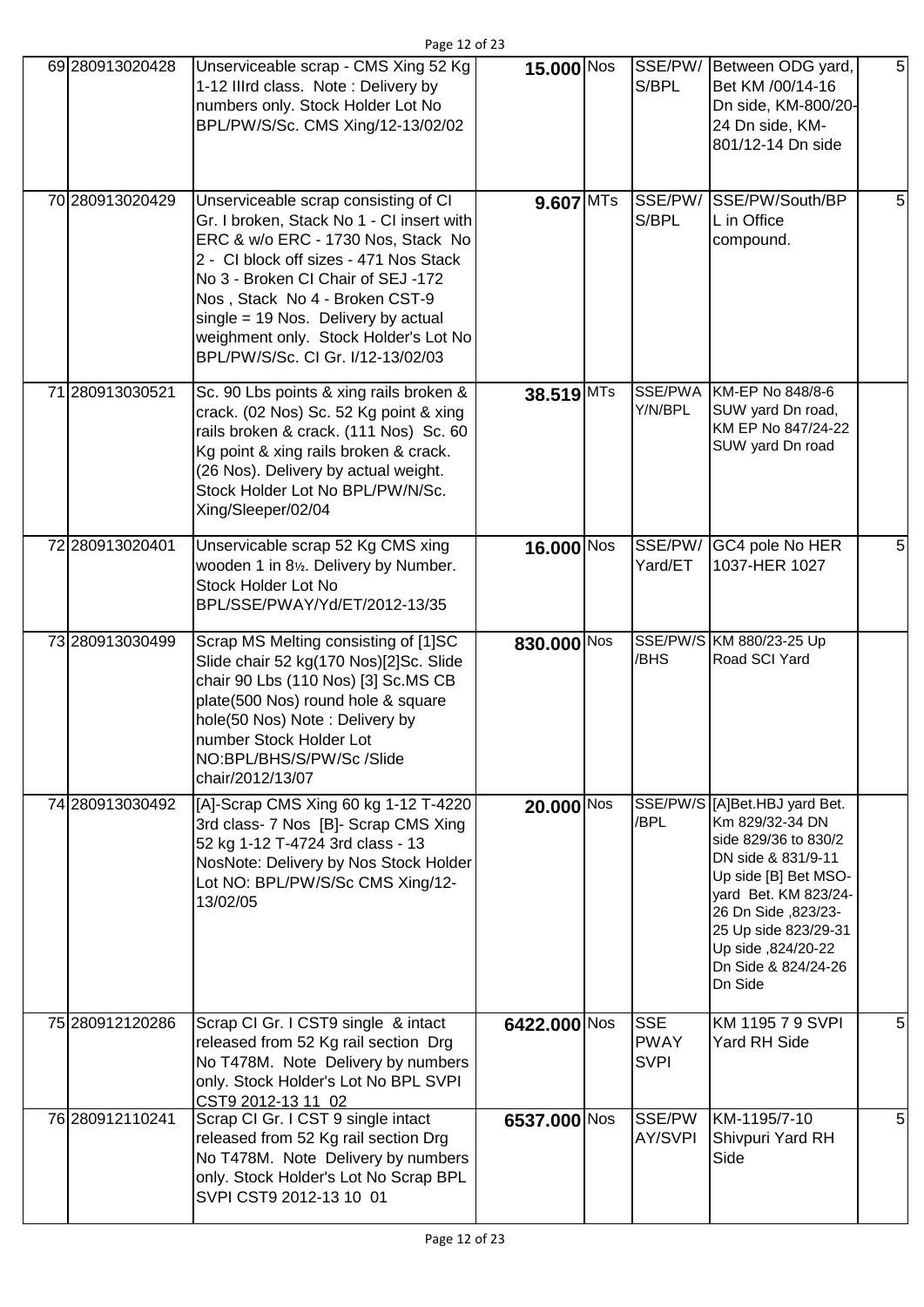| | | | | | | | |
|---|---|---|---|---|---|---|---|
| 69 | 280913020428 | Unserviceable scrap - CMS Xing 52 Kg 1-12 IIIrd class. Note : Delivery by numbers only. Stock Holder Lot No BPL/PW/S/Sc. CMS Xing/12-13/02/02 | **15.000** | Nos | SSE/PW/S/BPL | Between ODG yard, Bet KM /00/14-16 Dn side, KM-800/20-24 Dn side, KM-801/12-14 Dn side | 5 |
| 70 | 280913020429 | Unserviceable scrap consisting of CI Gr. I broken, Stack No 1 - CI insert with ERC & w/o ERC - 1730 Nos, Stack No 2 - CI block off sizes - 471 Nos Stack No 3 - Broken CI Chair of SEJ -172 Nos , Stack No 4 - Broken CST-9 single = 19 Nos. Delivery by actual weighment only. Stock Holder's Lot No BPL/PW/S/Sc. CI Gr. I/12-13/02/03 | **9.607** | MTs | SSE/PW/S/BPL | SSE/PW/South/BPL in Office compound. | 5 |
| 71 | 280913030521 | Sc. 90 Lbs points & xing rails broken & crack. (02 Nos) Sc. 52 Kg point & xing rails broken & crack. (111 Nos) Sc. 60 Kg point & xing rails broken & crack. (26 Nos). Delivery by actual weight. Stock Holder Lot No BPL/PW/N/Sc. Xing/Sleeper/02/04 | **38.519** | MTs | SSE/PWAY/N/BPL | KM-EP No 848/8-6 SUW yard Dn road, KM EP No 847/24-22 SUW yard Dn road | |
| 72 | 280913020401 | Unservicable scrap 52 Kg CMS xing wooden 1 in 8½. Delivery by Number. Stock Holder Lot No BPL/SSE/PWAY/Yd/ET/2012-13/35 | **16.000** | Nos | SSE/PW/Yard/ET | GC4 pole No HER 1037-HER 1027 | 5 |
| 73 | 280913030499 | Scrap MS Melting consisting of [1]SC Slide chair 52 kg(170 Nos)[2]Sc. Slide chair 90 Lbs (110 Nos) [3] Sc.MS CB plate(500 Nos) round hole & square hole(50 Nos) Note : Delivery by number Stock Holder Lot NO:BPL/BHS/S/PW/Sc /Slide chair/2012/13/07 | **830.000** | Nos | SSE/PW/S/BHS | KM 880/23-25 Up Road SCI Yard | |
| 74 | 280913030492 | [A]-Scrap CMS Xing 60 kg 1-12 T-4220 3rd class- 7 Nos [B]- Scrap CMS Xing 52 kg 1-12 T-4724 3rd class - 13 NosNote: Delivery by Nos Stock Holder Lot NO: BPL/PW/S/Sc CMS Xing/12-13/02/05 | **20.000** | Nos | SSE/PW/S/BPL | [A]Bet.HBJ yard Bet. Km 829/32-34 DN side 829/36 to 830/2 DN side & 831/9-11 Up side [B] Bet MSO-yard Bet. KM 823/24-26 Dn Side ,823/23-25 Up side 823/29-31 Up side ,824/20-22 Dn Side & 824/24-26 Dn Side | |
| 75 | 280912120286 | Scrap CI Gr. I CST9 single & intact released from 52 Kg rail section Drg No T478M. Note Delivery by numbers only. Stock Holder's Lot No BPL SVPI CST9 2012-13 11 02 | **6422.000** | Nos | SSE PWAY SVPI | KM 1195 7 9 SVPI Yard RH Side | 5 |
| 76 | 280912110241 | Scrap CI Gr. I CST 9 single intact released from 52 Kg rail section Drg No T478M. Note Delivery by numbers only. Stock Holder's Lot No Scrap BPL SVPI CST9 2012-13 10 01 | **6537.000** | Nos | SSE/PWAY/SVPI | KM-1195/7-10 Shivpuri Yard RH Side | 5 |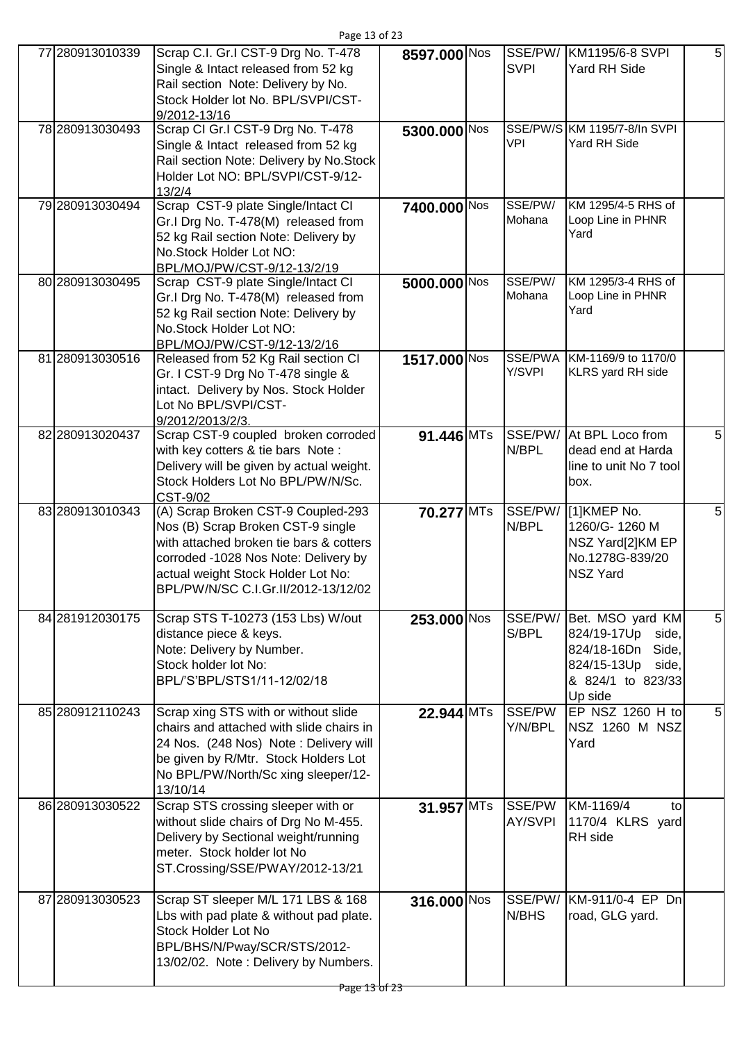| | | | | | | | |
|---|---|---|---|---|---|---|---|
| 77 | 280913010339 | Scrap C.I. Gr.I CST-9 Drg No. T-478 Single & Intact released from 52 kg Rail section Note: Delivery by No. Stock Holder lot No. BPL/SVPI/CST-9/2012-13/16 | 8597.000 | Nos | SSE/PW/SVPI | KM1195/6-8 SVPI Yard RH Side | 5 |
| 78 | 280913030493 | Scrap CI Gr.I CST-9 Drg No. T-478 Single & Intact released from 52 kg Rail section Note: Delivery by No.Stock Holder Lot NO: BPL/SVPI/CST-9/12-13/2/4 | 5300.000 | Nos | SSE/PW/SVPI | KM 1195/7-8/In SVPI Yard RH Side | |
| 79 | 280913030494 | Scrap CST-9 plate Single/Intact CI Gr.I Drg No. T-478(M) released from 52 kg Rail section Note: Delivery by No.Stock Holder Lot NO: BPL/MOJ/PW/CST-9/12-13/2/19 | 7400.000 | Nos | SSE/PW/Mohana | KM 1295/4-5 RHS of Loop Line in PHNR Yard | |
| 80 | 280913030495 | Scrap CST-9 plate Single/Intact CI Gr.I Drg No. T-478(M) released from 52 kg Rail section Note: Delivery by No.Stock Holder Lot NO: BPL/MOJ/PW/CST-9/12-13/2/16 | 5000.000 | Nos | SSE/PW/Mohana | KM 1295/3-4 RHS of Loop Line in PHNR Yard | |
| 81 | 280913030516 | Released from 52 Kg Rail section CI Gr. I CST-9 Drg No T-478 single & intact. Delivery by Nos. Stock Holder Lot No BPL/SVPI/CST-9/2012/2013/2/3. | 1517.000 | Nos | SSE/PWAY/SVPI | KM-1169/9 to 1170/0 KLRS yard RH side | |
| 82 | 280913020437 | Scrap CST-9 coupled broken corroded with key cotters & tie bars Note : Delivery will be given by actual weight. Stock Holders Lot No BPL/PW/N/Sc. CST-9/02 | 91.446 | MTs | SSE/PW/N/BPL | At BPL Loco from dead end at Harda line to unit No 7 tool box. | 5 |
| 83 | 280913010343 | (A) Scrap Broken CST-9 Coupled-293 Nos (B) Scrap Broken CST-9 single with attached broken tie bars & cotters corroded -1028 Nos Note: Delivery by actual weight Stock Holder Lot No: BPL/PW/N/SC C.I.Gr.II/2012-13/12/02 | 70.277 | MTs | SSE/PW/N/BPL | [1]KMEP No. 1260/G- 1260 M NSZ Yard[2]KM EP No.1278G-839/20 NSZ Yard | 5 |
| 84 | 281912030175 | Scrap STS T-10273 (153 Lbs) W/out distance piece & keys. Note: Delivery by Number. Stock holder lot No: BPL/'S'BPL/STS1/11-12/02/18 | 253.000 | Nos | SSE/PW/S/BPL | Bet. MSO yard KM 824/19-17Up side, 824/18-16Dn Side, 824/15-13Up side, & 824/1 to 823/33 Up side | 5 |
| 85 | 280912110243 | Scrap xing STS with or without slide chairs and attached with slide chairs in 24 Nos. (248 Nos) Note : Delivery will be given by R/Mtr. Stock Holders Lot No BPL/PW/North/Sc xing sleeper/12-13/10/14 | 22.944 | MTs | SSE/PWY/N/BPL | EP NSZ 1260 H to NSZ 1260 M NSZ Yard | 5 |
| 86 | 280913030522 | Scrap STS crossing sleeper with or without slide chairs of Drg No M-455. Delivery by Sectional weight/running meter. Stock holder lot No ST.Crossing/SSE/PWAY/2012-13/21 | 31.957 | MTs | SSE/PWAY/SVPI | KM-1169/4 to 1170/4 KLRS yard RH side | |
| 87 | 280913030523 | Scrap ST sleeper M/L 171 LBS & 168 Lbs with pad plate & without pad plate. Stock Holder Lot No BPL/BHS/N/Pway/SCR/STS/2012-13/02/02. Note : Delivery by Numbers. | 316.000 | Nos | SSE/PW/N/BHS | KM-911/0-4 EP Dn road, GLG yard. | |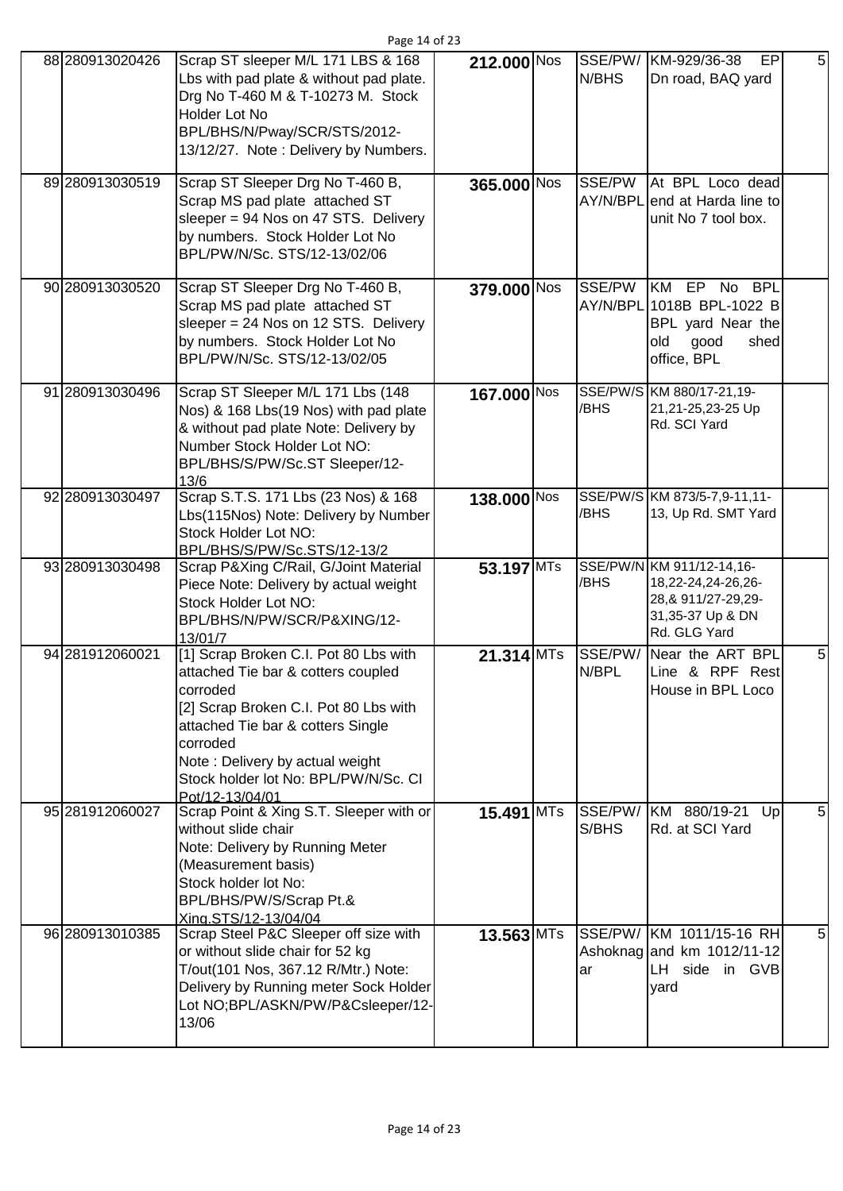| | | | | | | | |
|---|---|---|---|---|---|---|---|
| 88 | 280913020426 | Scrap ST sleeper M/L 171 LBS & 168 Lbs with pad plate & without pad plate. Drg No T-460 M & T-10273 M. Stock Holder Lot No BPL/BHS/N/Pway/SCR/STS/2012-13/12/27. Note : Delivery by Numbers. | 212.000 | Nos | SSE/PW/N/BHS | KM-929/36-38 EP Dn road, BAQ yard | 5 |
| 89 | 280913030519 | Scrap ST Sleeper Drg No T-460 B, Scrap MS pad plate attached ST sleeper = 94 Nos on 47 STS. Delivery by numbers. Stock Holder Lot No BPL/PW/N/Sc. STS/12-13/02/06 | 365.000 | Nos | SSE/PW AY/N/BPL | At BPL Loco dead end at Harda line to unit No 7 tool box. | |
| 90 | 280913030520 | Scrap ST Sleeper Drg No T-460 B, Scrap MS pad plate attached ST sleeper = 24 Nos on 12 STS. Delivery by numbers. Stock Holder Lot No BPL/PW/N/Sc. STS/12-13/02/05 | 379.000 | Nos | SSE/PW AY/N/BPL | KM EP No BPL 1018B BPL-1022 B BPL yard Near the old good shed office, BPL | |
| 91 | 280913030496 | Scrap ST Sleeper M/L 171 Lbs (148 Nos) & 168 Lbs(19 Nos) with pad plate & without pad plate Note: Delivery by Number Stock Holder Lot NO: BPL/BHS/S/PW/Sc.ST Sleeper/12-13/6 | 167.000 | Nos | SSE/PW/S/BHS | KM 880/17-21,19-21,21-25,23-25 Up Rd. SCI Yard | |
| 92 | 280913030497 | Scrap S.T.S. 171 Lbs (23 Nos) & 168 Lbs(115Nos) Note: Delivery by Number Stock Holder Lot NO: BPL/BHS/S/PW/Sc.STS/12-13/2 | 138.000 | Nos | SSE/PW/S/BHS | KM 873/5-7,9-11,11-13, Up Rd. SMT Yard | |
| 93 | 280913030498 | Scrap P&Xing C/Rail, G/Joint Material Piece Note: Delivery by actual weight Stock Holder Lot NO: BPL/BHS/N/PW/SCR/P&XING/12-13/01/7 | 53.197 | MTs | SSE/PW/N/BHS | KM 911/12-14,16-18,22-24,24-26,26-28,& 911/27-29,29-31,35-37 Up & DN Rd. GLG Yard | |
| 94 | 281912060021 | [1] Scrap Broken C.I. Pot 80 Lbs with attached Tie bar & cotters coupled corroded<br>[2] Scrap Broken C.I. Pot 80 Lbs with attached Tie bar & cotters Single corroded<br>Note : Delivery by actual weight<br>Stock holder lot No: BPL/PW/N/Sc. CI Pot/12-13/04/01 | 21.314 | MTs | SSE/PW/N/BPL | Near the ART BPL Line & RPF Rest House in BPL Loco | 5 |
| 95 | 281912060027 | Scrap Point & Xing S.T. Sleeper with or without slide chair<br>Note: Delivery by Running Meter (Measurement basis)<br>Stock holder lot No: BPL/BHS/PW/S/Scrap Pt.& Xing.STS/12-13/04/04 | 15.491 | MTs | SSE/PW/S/BHS | KM 880/19-21 Up Rd. at SCI Yard | 5 |
| 96 | 280913010385 | Scrap Steel P&C Sleeper off size with or without slide chair for 52 kg T/out(101 Nos, 367.12 R/Mtr.) Note: Delivery by Running meter Sock Holder Lot NO;BPL/ASKN/PW/P&Csleeper/12-13/06 | 13.563 | MTs | SSE/PW/Ashoknagar | KM 1011/15-16 RH and km 1012/11-12 LH side in GVB yard | 5 |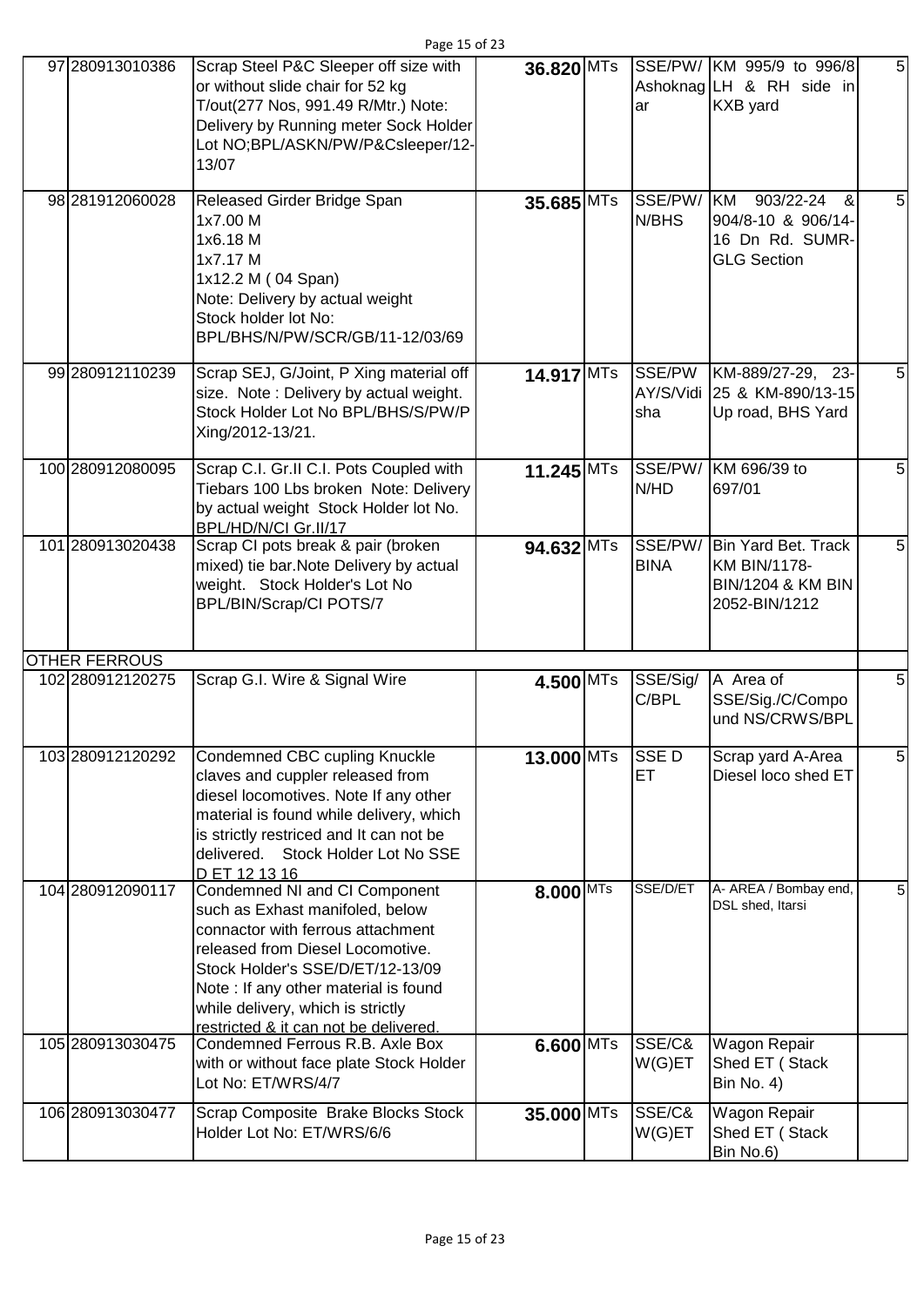| | | | | | | | |
|---|---|---|---|---|---|---|---|
| 97 | 280913010386 | Scrap Steel P&C Sleeper off size with or without slide chair for 52 kg T/out(277 Nos, 991.49 R/Mtr.) Note: Delivery by Running meter Sock Holder Lot NO;BPL/ASKN/PW/P&Csleeper/12-13/07 | 36.820 | MTs | SSE/PW/ Ashoknagar | KM 995/9 to 996/8 LH & RH side in KXB yard | 5 |
| 98 | 281912060028 | Released Girder Bridge Span 1x7.00 M 1x6.18 M 1x7.17 M 1x12.2 M ( 04 Span) Note: Delivery by actual weight Stock holder lot No: BPL/BHS/N/PW/SCR/GB/11-12/03/69 | 35.685 | MTs | SSE/PW/ N/BHS | KM 903/22-24 & 904/8-10 & 906/14-16 Dn Rd. SUMR-GLG Section | 5 |
| 99 | 280912110239 | Scrap SEJ, G/Joint, P Xing material off size. Note : Delivery by actual weight. Stock Holder Lot No BPL/BHS/S/PW/P Xing/2012-13/21. | 14.917 | MTs | SSE/PW AY/S/Vidisha | KM-889/27-29, 23-25 & KM-890/13-15 Up road, BHS Yard | 5 |
| 100 | 280912080095 | Scrap C.I. Gr.II C.I. Pots Coupled with Tiebars 100 Lbs broken Note: Delivery by actual weight Stock Holder lot No. BPL/HD/N/CI Gr.II/17 | 11.245 | MTs | SSE/PW/ N/HD | KM 696/39 to 697/01 | 5 |
| 101 | 280913020438 | Scrap CI pots break & pair (broken mixed) tie bar.Note Delivery by actual weight. Stock Holder's Lot No BPL/BIN/Scrap/CI POTS/7 | 94.632 | MTs | SSE/PW/ BINA | Bin Yard Bet. Track KM BIN/1178-BIN/1204 & KM BIN 2052-BIN/1212 | 5 |
| OTHER FERROUS | | | | | | | |
| 102 | 280912120275 | Scrap G.I. Wire & Signal Wire | 4.500 | MTs | SSE/Sig/ C/BPL | A Area of SSE/Sig./C/Compound NS/CRWS/BPL | 5 |
| 103 | 280912120292 | Condemned CBC cupling Knuckle claves and cuppler released from diesel locomotives. Note If any other material is found while delivery, which is strictly restriced and It can not be delivered. Stock Holder Lot No SSE D ET 12 13 16 | 13.000 | MTs | SSE D ET | Scrap yard A-Area Diesel loco shed ET | 5 |
| 104 | 280912090117 | Condemned NI and CI Component such as Exhast manifoled, below connactor with ferrous attachment released from Diesel Locomotive. Stock Holder's SSE/D/ET/12-13/09 Note : If any other material is found while delivery, which is strictly restricted & it can not be delivered. | 8.000 | MTs | SSE/D/ET | A- AREA / Bombay end, DSL shed, Itarsi | 5 |
| 105 | 280913030475 | Condemned Ferrous R.B. Axle Box with or without face plate Stock Holder Lot No: ET/WRS/4/7 | 6.600 | MTs | SSE/C&W(G)ET | Wagon Repair Shed ET ( Stack Bin No. 4) | |
| 106 | 280913030477 | Scrap Composite Brake Blocks Stock Holder Lot No: ET/WRS/6/6 | 35.000 | MTs | SSE/C&W(G)ET | Wagon Repair Shed ET ( Stack Bin No.6) | |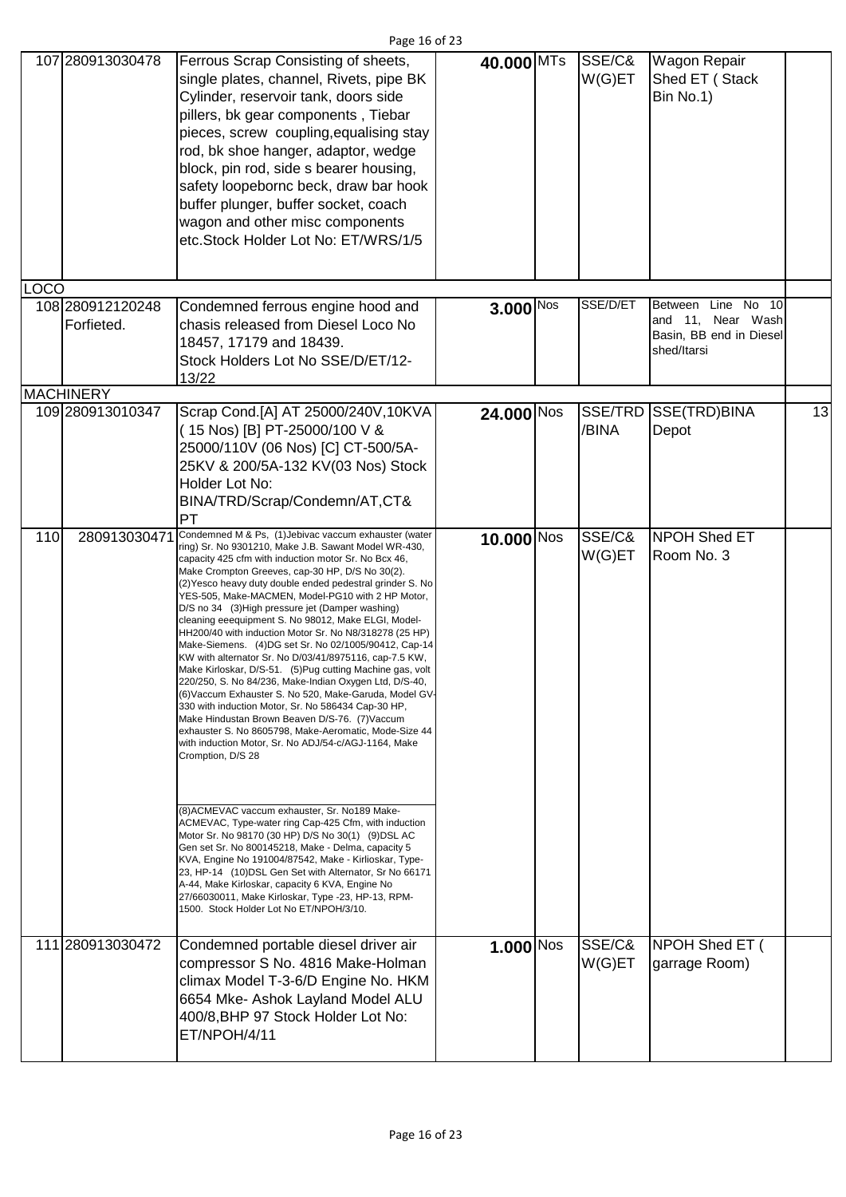| | | | | | | | |
|---|---|---|---|---|---|---|---|
| 107 | 280913030478 | Ferrous Scrap Consisting of sheets, single plates, channel, Rivets, pipe BK Cylinder, reservoir tank, doors side pillers, bk gear components , Tiebar pieces, screw coupling,equalising stay rod, bk shoe hanger, adaptor, wedge block, pin rod, side s bearer housing, safety loopebornc beck, draw bar hook buffer plunger, buffer socket, coach wagon and other misc components etc.Stock Holder Lot No: ET/WRS/1/5 | 40.000 | MTs | SSE/C& W(G)ET | Wagon Repair Shed ET ( Stack Bin No.1) | |
| LOCO | | | | | | | |
| 108 | 280912120248 Forfieted. | Condemned ferrous engine hood and chasis released from Diesel Loco No 18457, 17179 and 18439. Stock Holders Lot No SSE/D/ET/12-13/22 | 3.000 | Nos | SSE/D/ET | Between Line No 10 and 11, Near Wash Basin, BB end in Diesel shed/Itarsi | |
| MACHINERY | | | | | | | |
| 109 | 280913010347 | Scrap Cond.[A] AT 25000/240V,10KVA ( 15 Nos) [B] PT-25000/100 V & 25000/110V (06 Nos) [C] CT-500/5A-25KV & 200/5A-132 KV(03 Nos) Stock Holder Lot No: BINA/TRD/Scrap/Condemn/AT,CT& PT | 24.000 | Nos | SSE/TRD /BINA | SSE(TRD)BINA Depot | 13 |
| 110 | 280913030471 | Condemned M & Ps, (1)Jebivac vaccum exhauster (water ring) Sr. No 9301210, Make J.B. Sawant Model WR-430, capacity 425 cfm with induction motor Sr. No Bcx 46, Make Crompton Greeves, cap-30 HP, D/S No 30(2). (2)Yesco heavy duty double ended pedestral grinder S. No YES-505, Make-MACMEN, Model-PG10 with 2 HP Motor, D/S no 34 (3)High pressure jet (Damper washing) cleaning eeequipment S. No 98012, Make ELGI, Model-HH200/40 with induction Motor Sr. No N8/318278 (25 HP) Make-Siemens. (4)DG set Sr. No 02/1005/90412, Cap-14 KW with alternator Sr. No D/03/41/8975116, cap-7.5 KW, Make Kirloskar, D/S-51. (5)Pug cutting Machine gas, volt 220/250, S. No 84/236, Make-Indian Oxygen Ltd, D/S-40, (6)Vaccum Exhauster S. No 520, Make-Garuda, Model GV-330 with induction Motor, Sr. No 586434 Cap-30 HP, Make Hindustan Brown Beaven D/S-76. (7)Vaccum exhauster S. No 8605798, Make-Aeromatic, Mode-Size 44 with induction Motor, Sr. No ADJ/54-c/AGJ-1164, Make Cromption, D/S 28 (8)ACMEVAC vaccum exhauster, Sr. No189 Make-ACMEVAC, Type-water ring Cap-425 Cfm, with induction Motor Sr. No 98170 (30 HP) D/S No 30(1) (9)DSL AC Gen set Sr. No 800145218, Make - Delma, capacity 5 KVA, Engine No 191004/87542, Make - Kirlioskar, Type-23, HP-14 (10)DSL Gen Set with Alternator, Sr No 66171 A-44, Make Kirloskar, capacity 6 KVA, Engine No 27/66030011, Make Kirloskar, Type -23, HP-13, RPM-1500. Stock Holder Lot No ET/NPOH/3/10. | 10.000 | Nos | SSE/C& W(G)ET | NPOH Shed ET Room No. 3 | |
| 111 | 280913030472 | Condemned portable diesel driver air compressor S No. 4816 Make-Holman climax Model T-3-6/D Engine No. HKM 6654 Mke- Ashok Layland Model ALU 400/8,BHP 97 Stock Holder Lot No: ET/NPOH/4/11 | 1.000 | Nos | SSE/C& W(G)ET | NPOH Shed ET ( garrage Room) | |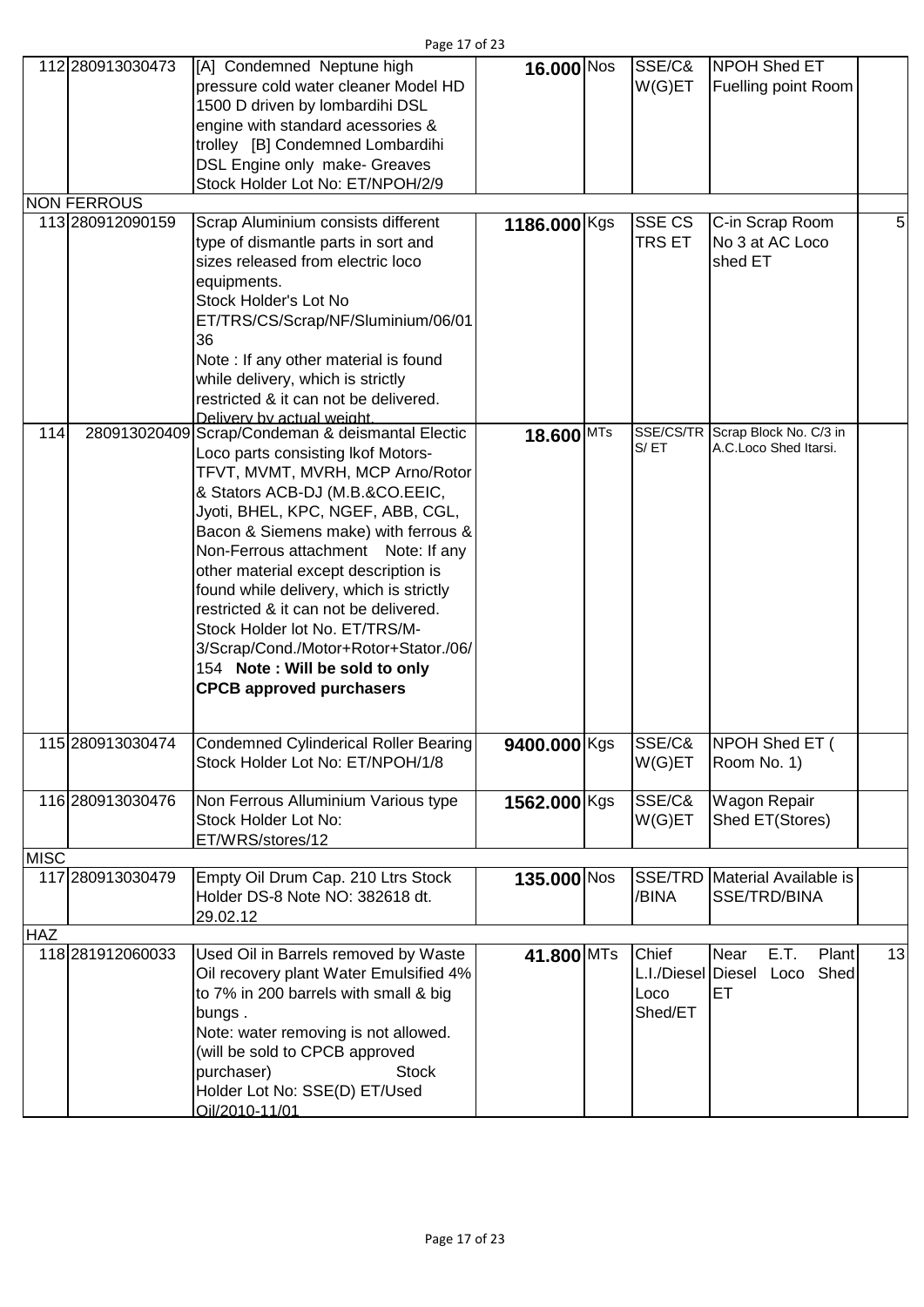| | | | | | | | |
|---|---|---|---|---|---|---|---|
| 112 | 280913030473 | [A] Condemned Neptune high pressure cold water cleaner Model HD 1500 D driven by lombardihi DSL engine with standard acessories & trolley [B] Condemned Lombardihi DSL Engine only make- Greaves Stock Holder Lot No: ET/NPOH/2/9 | **16.000** | Nos | SSE/C& W(G)ET | NPOH Shed ET Fuelling point Room | |
| NON FERROUS | | | | | | | |
| 113 | 280912090159 | Scrap Aluminium consists different type of dismantle parts in sort and sizes released from electric loco equipments.<br>Stock Holder's Lot No ET/TRS/CS/Scrap/NF/Sluminium/06/0136<br>Note : If any other material is found while delivery, which is strictly restricted & it can not be delivered. Delivery by actual weight. | **1186.000** | Kgs | SSE CS TRS ET | C-in Scrap Room No 3 at AC Loco shed ET | 5 |
| 114 | 280913020409 | Scrap/Condeman & deismantal Electic Loco parts consisting lkof Motors-TFVT, MVMT, MVRH, MCP Arno/Rotor & Stators ACB-DJ (M.B.&CO.EEIC, Jyoti, BHEL, KPC, NGEF, ABB, CGL, Bacon & Siemens make) with ferrous & Non-Ferrous attachment Note: If any other material except description is found while delivery, which is strictly restricted & it can not be delivered. Stock Holder lot No. ET/TRS/M-3/Scrap/Cond./Motor+Rotor+Stator./06/154 **Note : Will be sold to only CPCB approved purchasers** | **18.600** | MTs | SSE/CS/TRS/ ET | Scrap Block No. C/3 in A.C.Loco Shed Itarsi. | |
| 115 | 280913030474 | Condemned Cylinderical Roller Bearing Stock Holder Lot No: ET/NPOH/1/8 | **9400.000** | Kgs | SSE/C& W(G)ET | NPOH Shed ET ( Room No. 1) | |
| 116 | 280913030476 | Non Ferrous Alluminium Various type Stock Holder Lot No: ET/WRS/stores/12 | **1562.000** | Kgs | SSE/C& W(G)ET | Wagon Repair Shed ET(Stores) | |
| MISC | | | | | | | |
| 117 | 280913030479 | Empty Oil Drum Cap. 210 Ltrs Stock Holder DS-8 Note NO: 382618 dt. 29.02.12 | **135.000** | Nos | SSE/TRD/BINA | Material Available is SSE/TRD/BINA | |
| HAZ | | | | | | | |
| 118 | 281912060033 | Used Oil in Barrels removed by Waste Oil recovery plant Water Emulsified 4% to 7% in 200 barrels with small & big bungs .<br>Note: water removing is not allowed. (will be sold to CPCB approved purchaser) Stock Holder Lot No: SSE(D) ET/Used Oil/2010-11/01 | **41.800** | MTs | Chief L.I./Diesel Loco Shed/ET | Near E.T. Plant Diesel Loco Shed ET | 13 |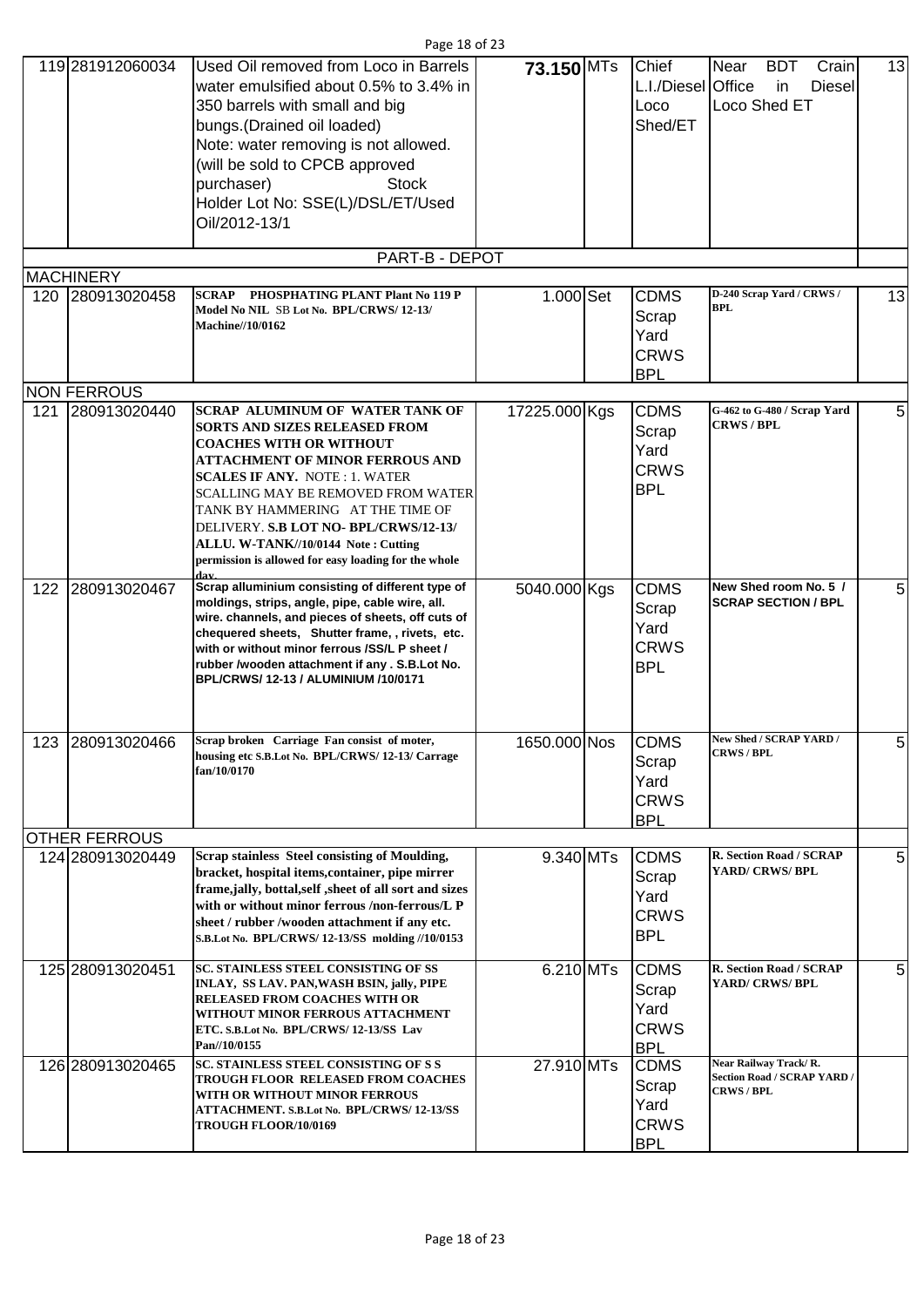| | | | | | | | |
|---|---|---|---|---|---|---|---|
| 119 | 281912060034 | Used Oil removed from Loco in Barrels water emulsified about 0.5% to 3.4% in 350 barrels with small and big bungs.(Drained oil loaded) Note: water removing is not allowed. (will be sold to CPCB approved purchaser) Stock Holder Lot No: SSE(L)/DSL/ET/Used Oil/2012-13/1 | **73.150** | MTs | Chief L.I./Diesel Loco Shed/ET | Near BDT Crain Office in Diesel Loco Shed ET | 13 |
| | | PART-B - DEPOT | | | | | |
| MACHINERY | | | | | | | |
| 120 | 280913020458 | **SCRAP PHOSPHATING PLANT Plant No 119 P Model No NIL** SB **Lot No. BPL/CRWS/ 12-13/ Machine//10/0162** | 1.000 | Set | CDMS Scrap Yard CRWS BPL | D-240 Scrap Yard / CRWS / BPL | 13 |
| NON FERROUS | | | | | | | |
| 121 | 280913020440 | **SCRAP ALUMINUM OF WATER TANK OF SORTS AND SIZES RELEASED FROM COACHES WITH OR WITHOUT ATTACHMENT OF MINOR FERROUS AND SCALES IF ANY.** NOTE : 1. WATER SCALLING MAY BE REMOVED FROM WATER TANK BY HAMMERING AT THE TIME OF DELIVERY. **S.B LOT NO- BPL/CRWS/12-13/ ALLU. W-TANK//10/0144 Note : Cutting permission is allowed for easy loading for the whole day.** | 17225.000 | Kgs | CDMS Scrap Yard CRWS BPL | G-462 to G-480 / Scrap Yard CRWS / BPL | 5 |
| 122 | 280913020467 | **Scrap alluminium consisting of different type of moldings, strips, angle, pipe, cable wire, all. wire. channels, and pieces of sheets, off cuts of chequered sheets, Shutter frame, , rivets, etc. with or without minor ferrous /SS/L P sheet / rubber /wooden attachment if any . S.B.Lot No. BPL/CRWS/ 12-13 / ALUMINIUM /10/0171** | 5040.000 | Kgs | CDMS Scrap Yard CRWS BPL | **New Shed room No. 5 / SCRAP SECTION / BPL** | 5 |
| 123 | 280913020466 | **Scrap broken Carriage Fan consist of moter, housing etc S.B.Lot No. BPL/CRWS/ 12-13/ Carrage fan/10/0170** | 1650.000 | Nos | CDMS Scrap Yard CRWS BPL | New Shed / SCRAP YARD / CRWS / BPL | 5 |
| OTHER FERROUS | | | | | | | |
| 124 | 280913020449 | **Scrap stainless Steel consisting of Moulding, bracket, hospital items,container, pipe mirrer frame,jally, bottal,self ,sheet of all sort and sizes with or without minor ferrous /non-ferrous/L P sheet / rubber /wooden attachment if any etc. S.B.Lot No. BPL/CRWS/ 12-13/SS molding //10/0153** | 9.340 | MTs | CDMS Scrap Yard CRWS BPL | **R. Section Road / SCRAP YARD/ CRWS/ BPL** | 5 |
| 125 | 280913020451 | **SC. STAINLESS STEEL CONSISTING OF SS INLAY, SS LAV. PAN,WASH BSIN, jally, PIPE RELEASED FROM COACHES WITH OR WITHOUT MINOR FERROUS ATTACHMENT ETC. S.B.Lot No. BPL/CRWS/ 12-13/SS Lav Pan//10/0155** | 6.210 | MTs | CDMS Scrap Yard CRWS BPL | **R. Section Road / SCRAP YARD/ CRWS/ BPL** | 5 |
| 126 | 280913020465 | **SC. STAINLESS STEEL CONSISTING OF S S TROUGH FLOOR RELEASED FROM COACHES WITH OR WITHOUT MINOR FERROUS ATTACHMENT. S.B.Lot No. BPL/CRWS/ 12-13/SS TROUGH FLOOR/10/0169** | 27.910 | MTs | CDMS Scrap Yard CRWS BPL | **Near Railway Track/ R. Section Road / SCRAP YARD / CRWS / BPL** | |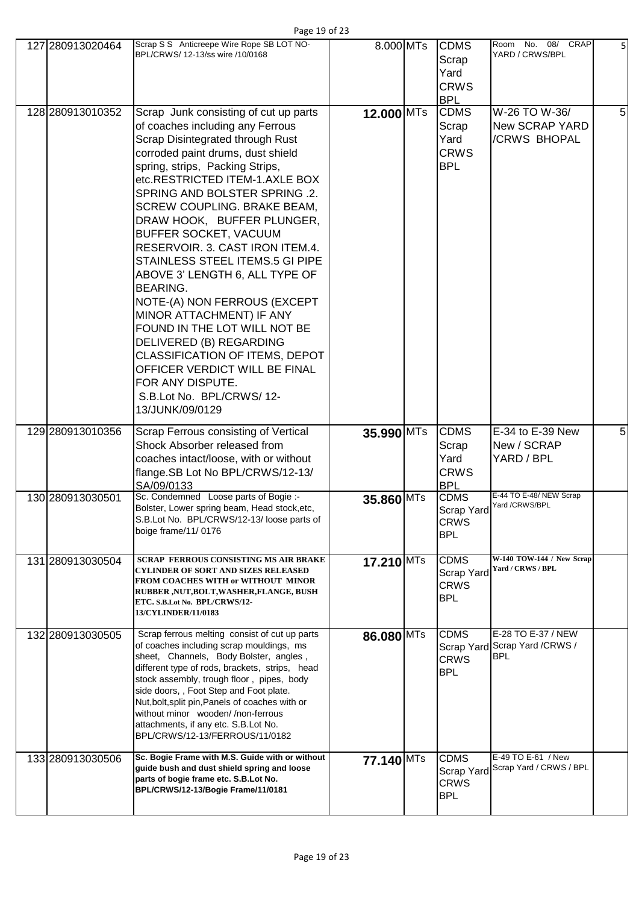| 127 | 280913020464 | Scrap S S Anticreepe Wire Rope SB LOT NO- BPL/CRWS/ 12-13/ss wire /10/0168 | 8.000 | MTs | CDMS Scrap Yard CRWS BPL | Room No. 08/ CRAP YARD / CRWS/BPL | 5 |
|---|---|---|---|---|---|---|---|
| 128 | 280913010352 | Scrap Junk consisting of cut up parts of coaches including any Ferrous Scrap Disintegrated through Rust corroded paint drums, dust shield spring, strips, Packing Strips, etc.RESTRICTED ITEM-1.AXLE BOX SPRING AND BOLSTER SPRING .2. SCREW COUPLING. BRAKE BEAM, DRAW HOOK, BUFFER PLUNGER, BUFFER SOCKET, VACUUM RESERVOIR. 3. CAST IRON ITEM.4. STAINLESS STEEL ITEMS.5 GI PIPE ABOVE 3' LENGTH 6, ALL TYPE OF BEARING. NOTE-(A) NON FERROUS (EXCEPT MINOR ATTACHMENT) IF ANY FOUND IN THE LOT WILL NOT BE DELIVERED (B) REGARDING CLASSIFICATION OF ITEMS, DEPOT OFFICER VERDICT WILL BE FINAL FOR ANY DISPUTE. S.B.Lot No. BPL/CRWS/ 12-13/JUNK/09/0129 | 12.000 | MTs | CDMS Scrap Yard CRWS BPL | W-26 TO W-36/ New SCRAP YARD /CRWS BHOPAL | 5 |
| 129 | 280913010356 | Scrap Ferrous consisting of Vertical Shock Absorber released from coaches intact/loose, with or without flange.SB Lot No BPL/CRWS/12-13/ SA/09/0133 | 35.990 | MTs | CDMS Scrap Yard CRWS BPL | E-34 to E-39 New New / SCRAP YARD / BPL | 5 |
| 130 | 280913030501 | Sc. Condemned Loose parts of Bogie :- Bolster, Lower spring beam, Head stock,etc, S.B.Lot No. BPL/CRWS/12-13/ loose parts of boige frame/11/ 0176 | 35.860 | MTs | CDMS Scrap Yard CRWS BPL | E-44 TO E-48/ NEW Scrap Yard /CRWS/BPL | |
| 131 | 280913030504 | SCRAP FERROUS CONSISTING MS AIR BRAKE CYLINDER OF SORT AND SIZES RELEASED FROM COACHES WITH or WITHOUT MINOR RUBBER ,NUT,BOLT,WASHER,FLANGE, BUSH ETC. S.B.Lot No. BPL/CRWS/12-13/CYLINDER/11/0183 | 17.210 | MTs | CDMS Scrap Yard CRWS BPL | W-140 TOW-144 / New Scrap Yard / CRWS / BPL | |
| 132 | 280913030505 | Scrap ferrous melting consist of cut up parts of coaches including scrap mouldings, ms sheet, Channels, Body Bolster, angles , different type of rods, brackets, strips, head stock assembly, trough floor , pipes, body side doors, , Foot Step and Foot plate. Nut,bolt,split pin,Panels of coaches with or without minor wooden/ /non-ferrous attachments, if any etc. S.B.Lot No. BPL/CRWS/12-13/FERROUS/11/0182 | 86.080 | MTs | CDMS Scrap Yard CRWS BPL | E-28 TO E-37 / NEW Scrap Yard /CRWS / BPL | |
| 133 | 280913030506 | Sc. Bogie Frame with M.S. Guide with or without guide bush and dust shield spring and loose parts of bogie frame etc. S.B.Lot No. BPL/CRWS/12-13/Bogie Frame/11/0181 | 77.140 | MTs | CDMS Scrap Yard CRWS BPL | E-49 TO E-61 / New Scrap Yard / CRWS / BPL | |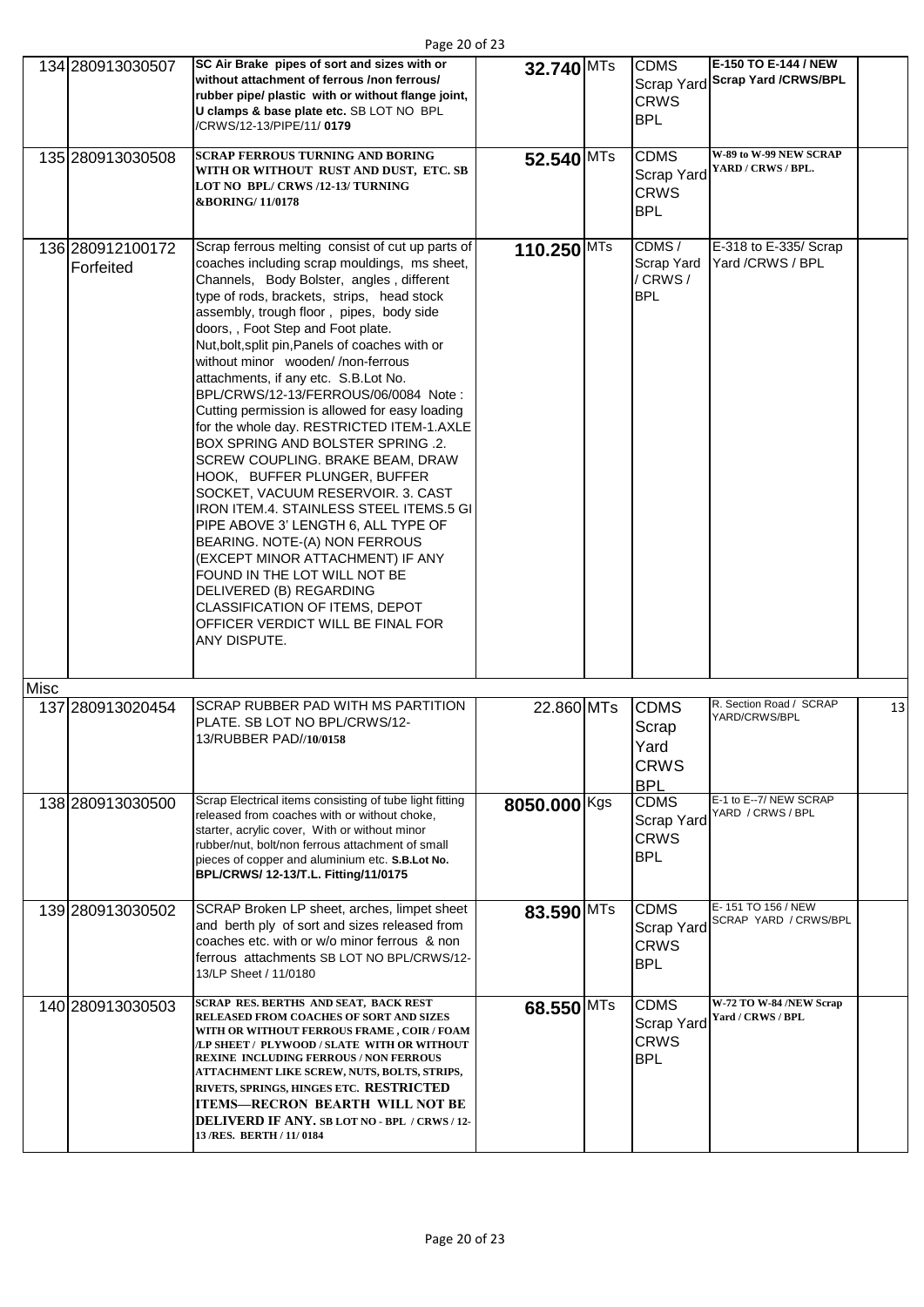| | | | | | | | |
|---|---|---|---|---|---|---|---|
| 134 | 280913030507 | SC Air Brake pipes of sort and sizes with or without attachment of ferrous /non ferrous/ rubber pipe/ plastic with or without flange joint, U clamps & base plate etc. SB LOT NO BPL /CRWS/12-13/PIPE/11/ **0179** | **32.740** | MTs | CDMS Scrap Yard CRWS BPL | **E-150 TO E-144 / NEW Scrap Yard /CRWS/BPL** | |
| 135 | 280913030508 | **SCRAP FERROUS TURNING AND BORING WITH OR WITHOUT RUST AND DUST, ETC. SB LOT NO BPL/ CRWS /12-13/ TURNING &BORING/ 11/0178** | **52.540** | MTs | CDMS Scrap Yard CRWS BPL | **W-89 to W-99 NEW SCRAP YARD / CRWS / BPL.** | |
| 136 | 280912100172 Forfeited | Scrap ferrous melting consist of cut up parts of coaches including scrap mouldings, ms sheet, Channels, Body Bolster, angles , different type of rods, brackets, strips, head stock assembly, trough floor , pipes, body side doors, , Foot Step and Foot plate. Nut,bolt,split pin,Panels of coaches with or without minor wooden/ /non-ferrous attachments, if any etc. S.B.Lot No. BPL/CRWS/12-13/FERROUS/06/0084 Note : Cutting permission is allowed for easy loading for the whole day. RESTRICTED ITEM-1.AXLE BOX SPRING AND BOLSTER SPRING .2. SCREW COUPLING. BRAKE BEAM, DRAW HOOK, BUFFER PLUNGER, BUFFER SOCKET, VACUUM RESERVOIR. 3. CAST IRON ITEM.4. STAINLESS STEEL ITEMS.5 GI PIPE ABOVE 3' LENGTH 6, ALL TYPE OF BEARING. NOTE-(A) NON FERROUS (EXCEPT MINOR ATTACHMENT) IF ANY FOUND IN THE LOT WILL NOT BE DELIVERED (B) REGARDING CLASSIFICATION OF ITEMS, DEPOT OFFICER VERDICT WILL BE FINAL FOR ANY DISPUTE. | **110.250** | MTs | CDMS / Scrap Yard / CRWS / BPL | E-318 to E-335/ Scrap Yard /CRWS / BPL | |
| Misc | | | | | | | |
| 137 | 280913020454 | SCRAP RUBBER PAD WITH MS PARTITION PLATE. SB LOT NO BPL/CRWS/12-13/RUBBER PAD//**10/0158** | 22.860 | MTs | CDMS Scrap Yard CRWS BPL | R. Section Road / SCRAP YARD/CRWS/BPL | 13 |
| 138 | 280913030500 | Scrap Electrical items consisting of tube light fitting released from coaches with or without choke, starter, acrylic cover, With or without minor rubber/nut, bolt/non ferrous attachment of small pieces of copper and aluminium etc. **S.B.Lot No. BPL/CRWS/ 12-13/T.L. Fitting/11/0175** | **8050.000** | Kgs | CDMS Scrap Yard CRWS BPL | E-1 to E--7/ NEW SCRAP YARD / CRWS / BPL | |
| 139 | 280913030502 | SCRAP Broken LP sheet, arches, limpet sheet and berth ply of sort and sizes released from coaches etc. with or w/o minor ferrous & non ferrous attachments SB LOT NO BPL/CRWS/12-13/LP Sheet / 11/0180 | **83.590** | MTs | CDMS Scrap Yard CRWS BPL | E- 151 TO 156 / NEW SCRAP YARD / CRWS/BPL | |
| 140 | 280913030503 | **SCRAP RES. BERTHS AND SEAT, BACK REST RELEASED FROM COACHES OF SORT AND SIZES WITH OR WITHOUT FERROUS FRAME , COIR / FOAM /LP SHEET / PLYWOOD / SLATE WITH OR WITHOUT REXINE INCLUDING FERROUS / NON FERROUS ATTACHMENT LIKE SCREW, NUTS, BOLTS, STRIPS, RIVETS, SPRINGS, HINGES ETC. RESTRICTED ITEMS—RECRON BEARTH WILL NOT BE DELIVERD IF ANY. SB LOT NO - BPL / CRWS / 12-13 /RES. BERTH / 11/ 0184** | **68.550** | MTs | CDMS Scrap Yard CRWS BPL | **W-72 TO W-84 /NEW Scrap Yard / CRWS / BPL** | |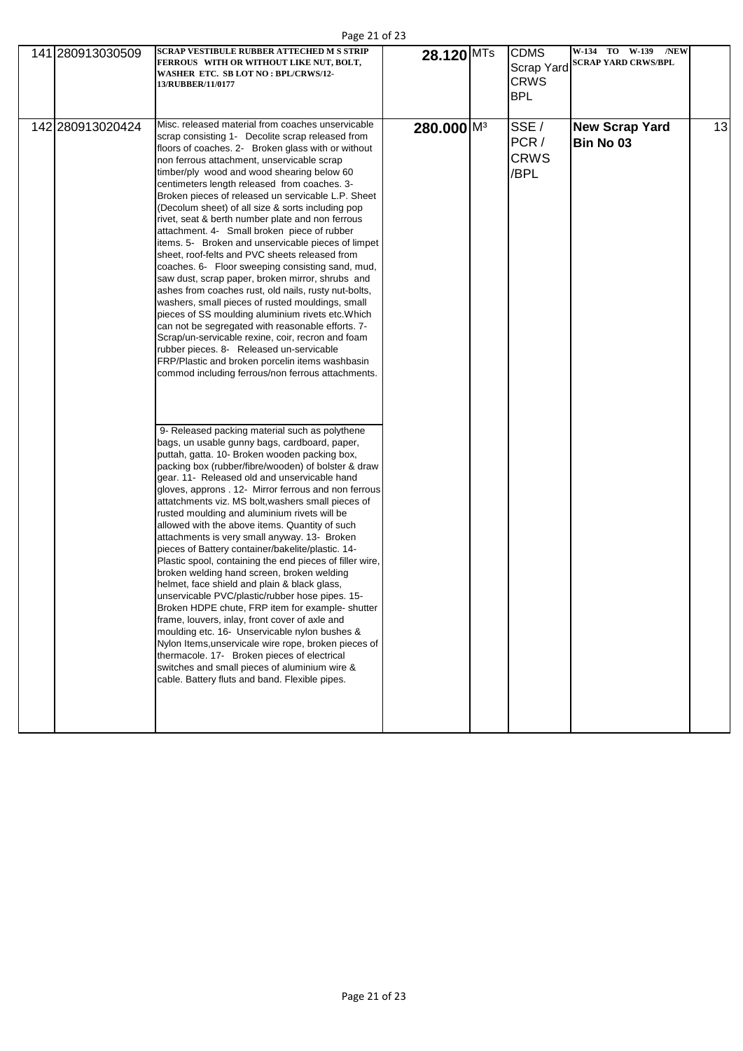| | | | | | | | |
|---|---|---|---|---|---|---|---|
| 141 | 280913030509 | SCRAP VESTIBULE RUBBER ATTECHED M S STRIP FERROUS WITH OR WITHOUT LIKE NUT, BOLT, WASHER ETC. SB LOT NO : BPL/CRWS/12-13/RUBBER/11/0177 | 28.120 | MTs | CDMS Scrap Yard CRWS BPL | W-134 TO W-139 /NEW SCRAP YARD CRWS/BPL | |
| 142 | 280913020424 | Misc. released material from coaches unservicable scrap consisting 1- Decolite scrap released from floors of coaches. 2- Broken glass with or without non ferrous attachment, unservicable scrap timber/ply wood and wood shearing below 60 centimeters length released from coaches. 3- Broken pieces of released un servicable L.P. Sheet (Decolum sheet) of all size & sorts including pop rivet, seat & berth number plate and non ferrous attachment. 4- Small broken piece of rubber items. 5- Broken and unservicable pieces of limpet sheet, roof-felts and PVC sheets released from coaches. 6- Floor sweeping consisting sand, mud, saw dust, scrap paper, broken mirror, shrubs and ashes from coaches rust, old nails, rusty nut-bolts, washers, small pieces of rusted mouldings, small pieces of SS moulding aluminium rivets etc.Which can not be segregated with reasonable efforts. 7- Scrap/un-servicable rexine, coir, recron and foam rubber pieces. 8- Released un-servicable FRP/Plastic and broken porcelin items washbasin commod including ferrous/non ferrous attachments. 9- Released packing material such as polythene bags, un usable gunny bags, cardboard, paper, puttah, gatta. 10- Broken wooden packing box, packing box (rubber/fibre/wooden) of bolster & draw gear. 11- Released old and unservicable hand gloves, approns . 12- Mirror ferrous and non ferrous attatchments viz. MS bolt,washers small pieces of rusted moulding and aluminium rivets will be allowed with the above items. Quantity of such attachments is very small anyway. 13- Broken pieces of Battery container/bakelite/plastic. 14- Plastic spool, containing the end pieces of filler wire, broken welding hand screen, broken welding helmet, face shield and plain & black glass, unservicable PVC/plastic/rubber hose pipes. 15- Broken HDPE chute, FRP item for example- shutter frame, louvers, inlay, front cover of axle and moulding etc. 16- Unservicable nylon bushes & Nylon Items,unservicale wire rope, broken pieces of thermacole. 17- Broken pieces of electrical switches and small pieces of aluminium wire & cable. Battery fluts and band. Flexible pipes. | 280.000 | $M^3$ | SSE / PCR / CRWS /BPL | **New Scrap Yard Bin No 03** | 13 |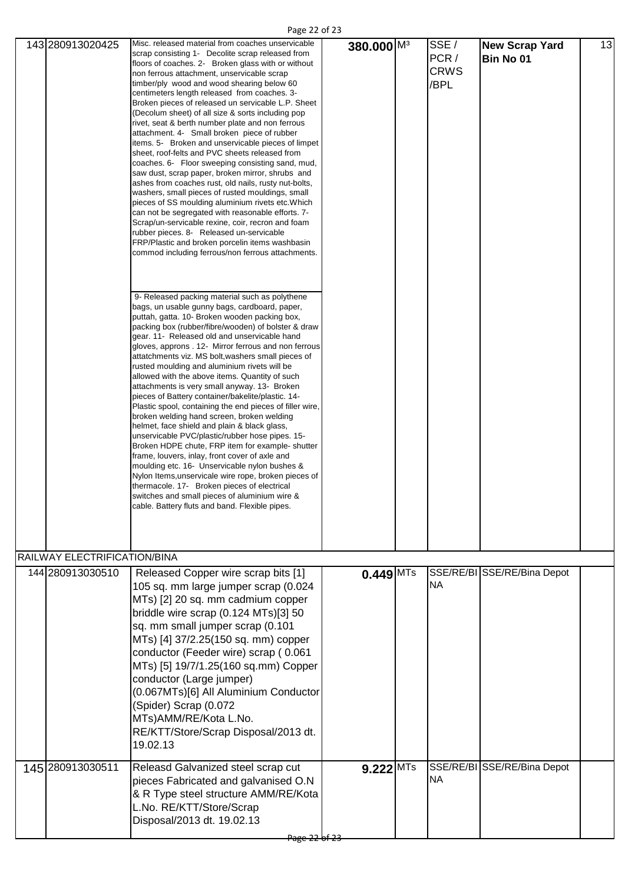| | | | | | | | |
|---|---|---|---|---|---|---|---|
| 143 | 280913020425 | Misc. released material from coaches unservicable scrap consisting 1- Decolite scrap released from floors of coaches. 2- Broken glass with or without non ferrous attachment, unservicable scrap timber/ply wood and wood shearing below 60 centimeters length released from coaches. 3- Broken pieces of released un servicable L.P. Sheet (Decolum sheet) of all size & sorts including pop rivet, seat & berth number plate and non ferrous attachment. 4- Small broken piece of rubber items. 5- Broken and unservicable pieces of limpet sheet, roof-felts and PVC sheets released from coaches. 6- Floor sweeping consisting sand, mud, saw dust, scrap paper, broken mirror, shrubs and ashes from coaches rust, old nails, rusty nut-bolts, washers, small pieces of rusted mouldings, small pieces of SS moulding aluminium rivets etc.Which can not be segregated with reasonable efforts. 7- Scrap/un-servicable rexine, coir, recron and foam rubber pieces. 8- Released un-servicable FRP/Plastic and broken porcelin items washbasin commod including ferrous/non ferrous attachments. 9- Released packing material such as polythene bags, un usable gunny bags, cardboard, paper, puttah, gatta. 10- Broken wooden packing box, packing box (rubber/fibre/wooden) of bolster & draw gear. 11- Released old and unservicable hand gloves, approns . 12- Mirror ferrous and non ferrous attatchments viz. MS bolt,washers small pieces of rusted moulding and aluminium rivets will be allowed with the above items. Quantity of such attachments is very small anyway. 13- Broken pieces of Battery container/bakelite/plastic. 14- Plastic spool, containing the end pieces of filler wire, broken welding hand screen, broken welding helmet, face shield and plain & black glass, unservicable PVC/plastic/rubber hose pipes. 15- Broken HDPE chute, FRP item for example- shutter frame, louvers, inlay, front cover of axle and moulding etc. 16- Unservicable nylon bushes & Nylon Items,unservicale wire rope, broken pieces of thermacole. 17- Broken pieces of electrical switches and small pieces of aluminium wire & cable. Battery fluts and band. Flexible pipes. | 380.000 | $M^3$ | SSE / PCR / CRWS /BPL | **New Scrap Yard Bin No 01** | 13 |
| **RAILWAY ELECTRIFICATION/BINA** | | | | | | | |
| 144 | 280913030510 | Released Copper wire scrap bits [1] 105 sq. mm large jumper scrap (0.024 MTs) [2] 20 sq. mm cadmium copper briddle wire scrap (0.124 MTs)[3] 50 sq. mm small jumper scrap (0.101 MTs) [4] 37/2.25(150 sq. mm) copper conductor (Feeder wire) scrap ( 0.061 MTs) [5] 19/7/1.25(160 sq.mm) Copper conductor (Large jumper) (0.067MTs)[6] All Aluminium Conductor (Spider) Scrap (0.072 MTs)AMM/RE/Kota L.No. RE/KTT/Store/Scrap Disposal/2013 dt. 19.02.13 | 0.449 | MTs | SSE/RE/BINA | SSE/RE/Bina Depot | |
| 145 | 280913030511 | Releasd Galvanized steel scrap cut pieces Fabricated and galvanised O.N & R Type steel structure AMM/RE/Kota L.No. RE/KTT/Store/Scrap Disposal/2013 dt. 19.02.13 | 9.222 | MTs | SSE/RE/BINA | SSE/RE/Bina Depot | |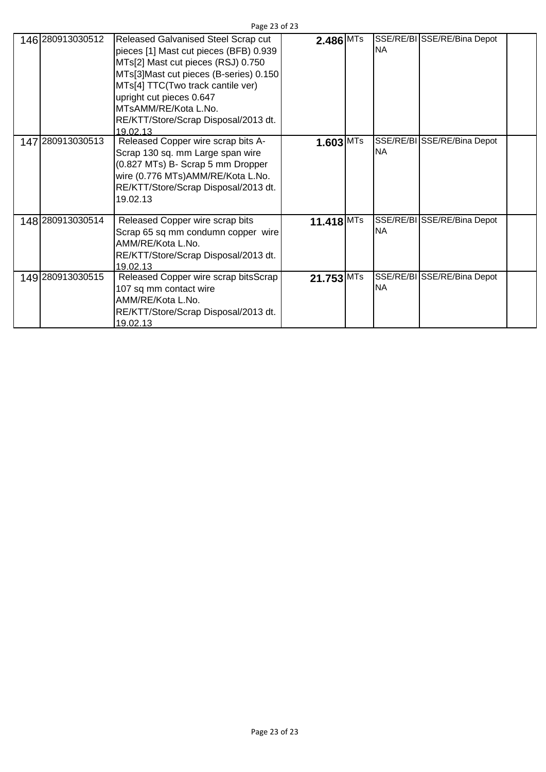| | | | | | | | |
|---|---|---|---|---|---|---|---|
| 146 | 280913030512 | Released Galvanised Steel Scrap cut pieces [1] Mast cut pieces (BFB) 0.939 MTs[2] Mast cut pieces (RSJ) 0.750 MTs[3]Mast cut pieces (B-series) 0.150 MTs[4] TTC(Two track cantile ver) upright cut pieces 0.647 MTsAMM/RE/Kota L.No. RE/KTT/Store/Scrap Disposal/2013 dt. 19.02.13 | **2.486** | MTs | SSE/RE/BINA | SSE/RE/Bina Depot | |
| 147 | 280913030513 | Released Copper wire scrap bits A- Scrap 130 sq. mm Large span wire (0.827 MTs) B- Scrap 5 mm Dropper wire (0.776 MTs)AMM/RE/Kota L.No. RE/KTT/Store/Scrap Disposal/2013 dt. 19.02.13 | **1.603** | MTs | SSE/RE/BINA | SSE/RE/Bina Depot | |
| 148 | 280913030514 | Released Copper wire scrap bits Scrap 65 sq mm condumn copper wire AMM/RE/Kota L.No. RE/KTT/Store/Scrap Disposal/2013 dt. 19.02.13 | **11.418** | MTs | SSE/RE/BINA | SSE/RE/Bina Depot | |
| 149 | 280913030515 | Released Copper wire scrap bitsScrap 107 sq mm contact wire AMM/RE/Kota L.No. RE/KTT/Store/Scrap Disposal/2013 dt. 19.02.13 | **21.753** | MTs | SSE/RE/BINA | SSE/RE/Bina Depot | |